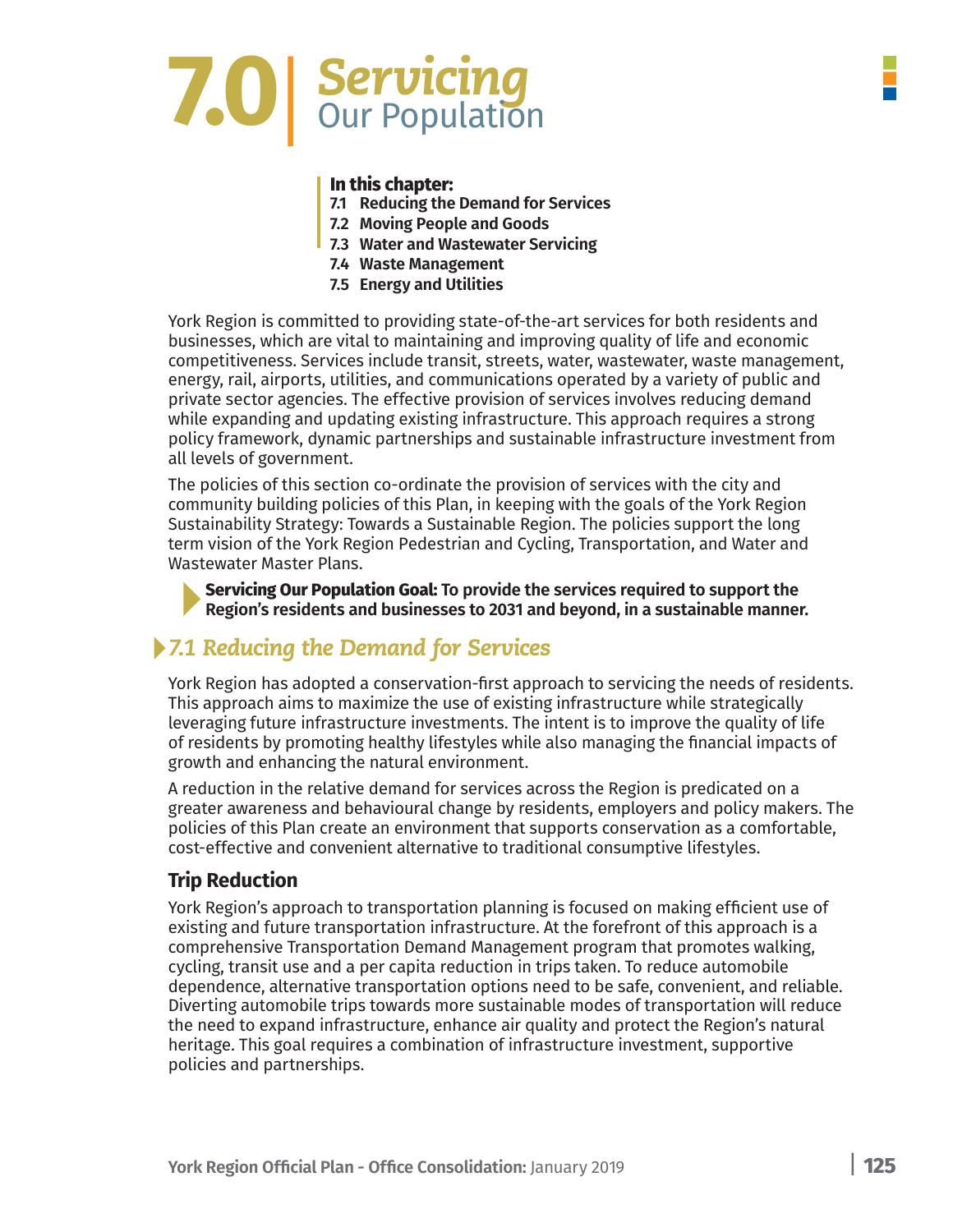# 7.0 Servicing Our Population

**In this chapter:**

- **7.1 Reducing the Demand for Services**
- **7.2 Moving People and Goods**
- **7.3 Water and Wastewater Servicing**
- **7.4 Waste Management**
- **7.5 Energy and Utilities**

York Region is committed to providing state-of-the-art services for both residents and businesses, which are vital to maintaining and improving quality of life and economic competitiveness. Services include transit, streets, water, wastewater, waste management, energy, rail, airports, utilities, and communications operated by a variety of public and private sector agencies. The effective provision of services involves reducing demand while expanding and updating existing infrastructure. This approach requires a strong policy framework, dynamic partnerships and sustainable infrastructure investment from all levels of government.

The policies of this section co-ordinate the provision of services with the city and community building policies of this Plan, in keeping with the goals of the York Region Sustainability Strategy: Towards a Sustainable Region. The policies support the long term vision of the York Region Pedestrian and Cycling, Transportation, and Water and Wastewater Master Plans.

**Servicing Our Population Goal: To provide the services required to support the Region's residents and businesses to 2031 and beyond, in a sustainable manner.**

## *7.1 Reducing the Demand for Services*

York Region has adopted a conservation-first approach to servicing the needs of residents. This approach aims to maximize the use of existing infrastructure while strategically leveraging future infrastructure investments. The intent is to improve the quality of life of residents by promoting healthy lifestyles while also managing the financial impacts of growth and enhancing the natural environment.

A reduction in the relative demand for services across the Region is predicated on a greater awareness and behavioural change by residents, employers and policy makers. The policies of this Plan create an environment that supports conservation as a comfortable, cost-effective and convenient alternative to traditional consumptive lifestyles.

### Trip Reduction

York Region's approach to transportation planning is focused on making efficient use of existing and future transportation infrastructure. At the forefront of this approach is a comprehensive Transportation Demand Management program that promotes walking, cycling, transit use and a per capita reduction in trips taken. To reduce automobile dependence, alternative transportation options need to be safe, convenient, and reliable. Diverting automobile trips towards more sustainable modes of transportation will reduce the need to expand infrastructure, enhance air quality and protect the Region's natural heritage. This goal requires a combination of infrastructure investment, supportive policies and partnerships.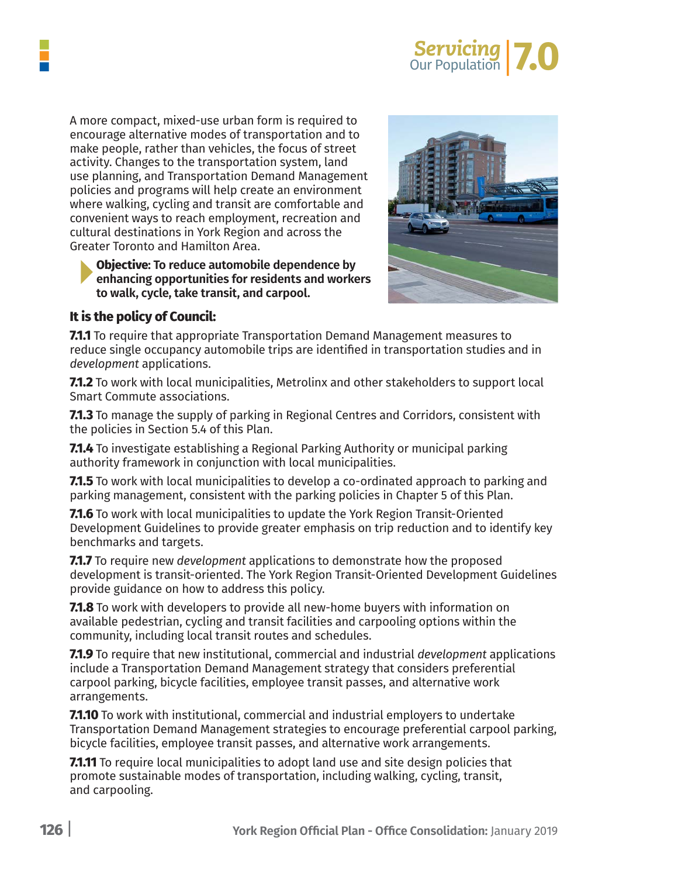A more compact, mixed-use urban form is required to encourage alternative modes of transportation and to make people, rather than vehicles, the focus of street activity. Changes to the transportation system, land use planning, and Transportation Demand Management policies and programs will help create an environment where walking, cycling and transit are comfortable and convenient ways to reach employment, recreation and cultural destinations in York Region and across the Greater Toronto and Hamilton Area.

**Objective: To reduce automobile dependence by enhancing opportunities for residents and workers to walk, cycle, take transit, and carpool.**

**It is the policy of Council:**

**7.1.1** To require that appropriate Transportation Demand Management measures to reduce single occupancy automobile trips are identified in transportation studies and in *development* applications.

**7.1.2** To work with local municipalities, Metrolinx and other stakeholders to support local Smart Commute associations.

**7.1.3** To manage the supply of parking in Regional Centres and Corridors, consistent with the policies in Section 5.4 of this Plan.

**7.1.4** To investigate establishing a Regional Parking Authority or municipal parking authority framework in conjunction with local municipalities.

**7.1.5** To work with local municipalities to develop a co-ordinated approach to parking and parking management, consistent with the parking policies in Chapter 5 of this Plan.

**7.1.6** To work with local municipalities to update the York Region Transit-Oriented Development Guidelines to provide greater emphasis on trip reduction and to identify key benchmarks and targets.

**7.1.7** To require new *development* applications to demonstrate how the proposed development is transit-oriented. The York Region Transit-Oriented Development Guidelines provide guidance on how to address this policy.

**7.1.8** To work with developers to provide all new-home buyers with information on available pedestrian, cycling and transit facilities and carpooling options within the community, including local transit routes and schedules.

**7.1.9** To require that new institutional, commercial and industrial *development* applications include a Transportation Demand Management strategy that considers preferential carpool parking, bicycle facilities, employee transit passes, and alternative work arrangements.

**7.1.10** To work with institutional, commercial and industrial employers to undertake Transportation Demand Management strategies to encourage preferential carpool parking, bicycle facilities, employee transit passes, and alternative work arrangements.

**7.1.11** To require local municipalities to adopt land use and site design policies that promote sustainable modes of transportation, including walking, cycling, transit, and carpooling.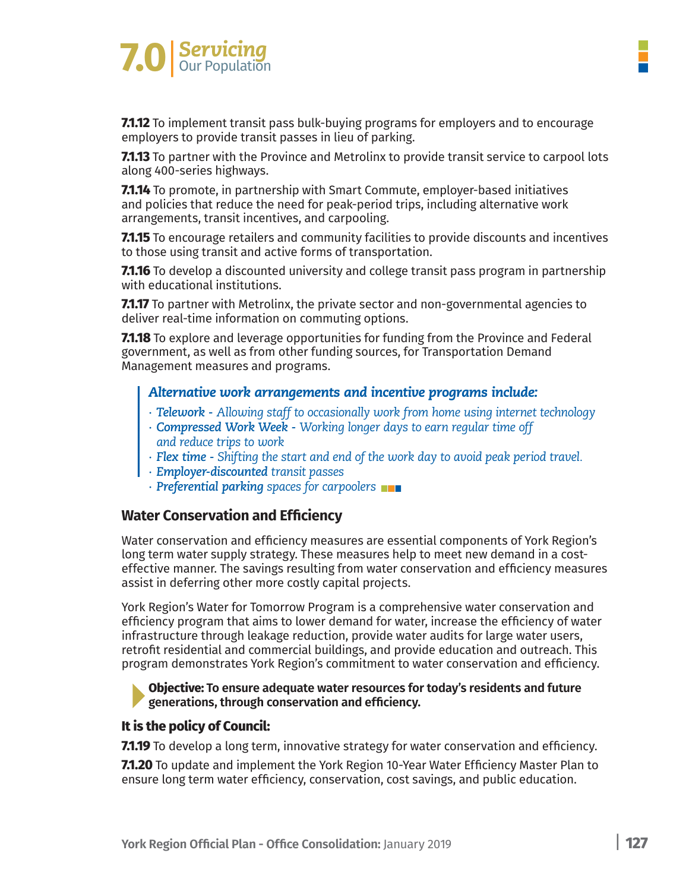**7.1.12** To implement transit pass bulk-buying programs for employers and to encourage employers to provide transit passes in lieu of parking.

**7.1.13** To partner with the Province and Metrolinx to provide transit service to carpool lots along 400-series highways.

**7.1.14** To promote, in partnership with Smart Commute, employer-based initiatives and policies that reduce the need for peak-period trips, including alternative work arrangements, transit incentives, and carpooling.

**7.1.15** To encourage retailers and community facilities to provide discounts and incentives to those using transit and active forms of transportation.

**7.1.16** To develop a discounted university and college transit pass program in partnership with educational institutions.

**7.1.17** To partner with Metrolinx, the private sector and non-governmental agencies to deliver real-time information on commuting options.

**7.1.18** To explore and leverage opportunities for funding from the Province and Federal government, as well as from other funding sources, for Transportation Demand Management measures and programs.

> ***Alternative work arrangements and incentive programs include:***
>
> - ***Telework*** *- Allowing staff to occasionally work from home using internet technology*
> - ***Compressed Work Week*** *- Working longer days to earn regular time off and reduce trips to work*
> - ***Flex time*** *- Shifting the start and end of the work day to avoid peak period travel.*
> - ***Employer-discounted*** *transit passes*
> - ***Preferential parking*** *spaces for carpoolers*

## Water Conservation and Efficiency

Water conservation and efficiency measures are essential components of York Region's long term water supply strategy. These measures help to meet new demand in a cost-effective manner. The savings resulting from water conservation and efficiency measures assist in deferring other more costly capital projects.

York Region's Water for Tomorrow Program is a comprehensive water conservation and efficiency program that aims to lower demand for water, increase the efficiency of water infrastructure through leakage reduction, provide water audits for large water users, retrofit residential and commercial buildings, and provide education and outreach. This program demonstrates York Region's commitment to water conservation and efficiency.

**Objective: To ensure adequate water resources for today's residents and future generations, through conservation and efficiency.**

### It is the policy of Council:

**7.1.19** To develop a long term, innovative strategy for water conservation and efficiency.

**7.1.20** To update and implement the York Region 10-Year Water Efficiency Master Plan to ensure long term water efficiency, conservation, cost savings, and public education.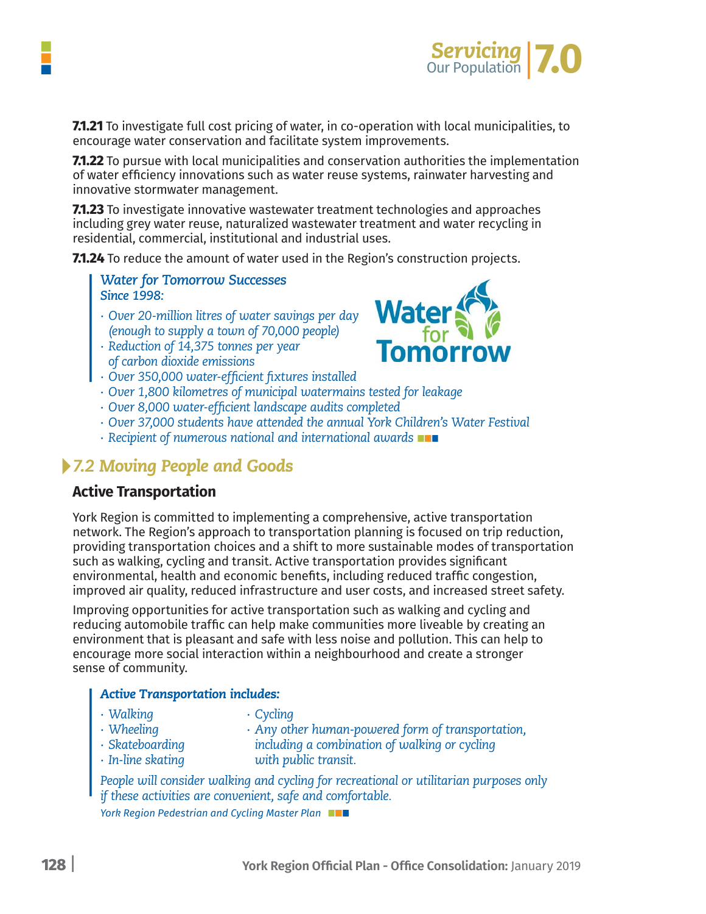**7.1.21** To investigate full cost pricing of water, in co-operation with local municipalities, to encourage water conservation and facilitate system improvements.

**7.1.22** To pursue with local municipalities and conservation authorities the implementation of water efficiency innovations such as water reuse systems, rainwater harvesting and innovative stormwater management.

**7.1.23** To investigate innovative wastewater treatment technologies and approaches including grey water reuse, naturalized wastewater treatment and water recycling in residential, commercial, institutional and industrial uses.

**7.1.24** To reduce the amount of water used in the Region's construction projects.

> ***Water for Tomorrow Successes***
> ***Since 1998:***
>
> - *Over 20-million litres of water savings per day (enough to supply a town of 70,000 people)*
> - *Reduction of 14,375 tonnes per year of carbon dioxide emissions*
> - *Over 350,000 water-efficient fixtures installed*
> - *Over 1,800 kilometres of municipal watermains tested for leakage*
> - *Over 8,000 water-efficient landscape audits completed*
> - *Over 37,000 students have attended the annual York Children's Water Festival*
> - *Recipient of numerous national and international awards*

## 7.2 Moving People and Goods

### Active Transportation

York Region is committed to implementing a comprehensive, active transportation network. The Region's approach to transportation planning is focused on trip reduction, providing transportation choices and a shift to more sustainable modes of transportation such as walking, cycling and transit. Active transportation provides significant environmental, health and economic benefits, including reduced traffic congestion, improved air quality, reduced infrastructure and user costs, and increased street safety.

Improving opportunities for active transportation such as walking and cycling and reducing automobile traffic can help make communities more liveable by creating an environment that is pleasant and safe with less noise and pollution. This can help to encourage more social interaction within a neighbourhood and create a stronger sense of community.

> ***Active Transportation includes:***
>
> - *Walking*
> - *Wheeling*
> - *Skateboarding*
> - *In-line skating*
> - *Cycling*
> - *Any other human-powered form of transportation, including a combination of walking or cycling with public transit.*
>
> *People will consider walking and cycling for recreational or utilitarian purposes only if these activities are convenient, safe and comfortable.*
>
> *York Region Pedestrian and Cycling Master Plan*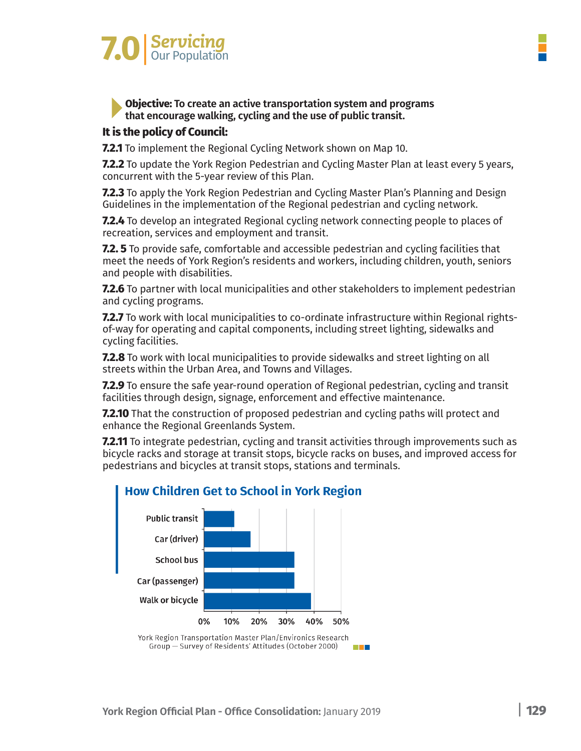**Objective: To create an active transportation system and programs that encourage walking, cycling and the use of public transit.**

**It is the policy of Council:**

**7.2.1** To implement the Regional Cycling Network shown on Map 10.

**7.2.2** To update the York Region Pedestrian and Cycling Master Plan at least every 5 years, concurrent with the 5-year review of this Plan.

**7.2.3** To apply the York Region Pedestrian and Cycling Master Plan's Planning and Design Guidelines in the implementation of the Regional pedestrian and cycling network.

**7.2.4** To develop an integrated Regional cycling network connecting people to places of recreation, services and employment and transit.

**7.2. 5** To provide safe, comfortable and accessible pedestrian and cycling facilities that meet the needs of York Region's residents and workers, including children, youth, seniors and people with disabilities.

**7.2.6** To partner with local municipalities and other stakeholders to implement pedestrian and cycling programs.

**7.2.7** To work with local municipalities to co-ordinate infrastructure within Regional rights-of-way for operating and capital components, including street lighting, sidewalks and cycling facilities.

**7.2.8** To work with local municipalities to provide sidewalks and street lighting on all streets within the Urban Area, and Towns and Villages.

**7.2.9** To ensure the safe year-round operation of Regional pedestrian, cycling and transit facilities through design, signage, enforcement and effective maintenance.

**7.2.10** That the construction of proposed pedestrian and cycling paths will protect and enhance the Regional Greenlands System.

**7.2.11** To integrate pedestrian, cycling and transit activities through improvements such as bicycle racks and storage at transit stops, bicycle racks on buses, and improved access for pedestrians and bicycles at transit stops, stations and terminals.

## How Children Get to School in York Region

| Mode | Approximate share |
|---|---|
| Public transit | ~11% |
| Car (driver) | ~17% |
| School bus | ~33% |
| Car (passenger) | ~33% |
| Walk or bicycle | ~39% |

York Region Transportation Master Plan/Environics Research Group — Survey of Residents' Attitudes (October 2000)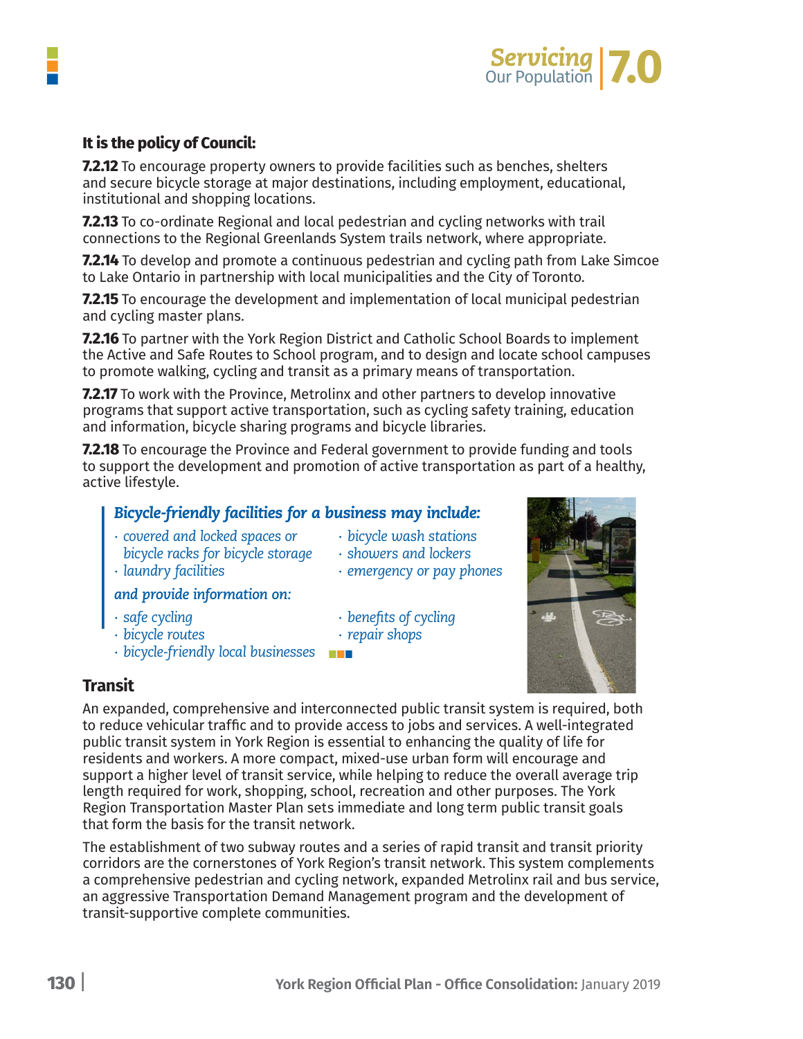**It is the policy of Council:**

**7.2.12** To encourage property owners to provide facilities such as benches, shelters and secure bicycle storage at major destinations, including employment, educational, institutional and shopping locations.

**7.2.13** To co-ordinate Regional and local pedestrian and cycling networks with trail connections to the Regional Greenlands System trails network, where appropriate.

**7.2.14** To develop and promote a continuous pedestrian and cycling path from Lake Simcoe to Lake Ontario in partnership with local municipalities and the City of Toronto.

**7.2.15** To encourage the development and implementation of local municipal pedestrian and cycling master plans.

**7.2.16** To partner with the York Region District and Catholic School Boards to implement the Active and Safe Routes to School program, and to design and locate school campuses to promote walking, cycling and transit as a primary means of transportation.

**7.2.17** To work with the Province, Metrolinx and other partners to develop innovative programs that support active transportation, such as cycling safety training, education and information, bicycle sharing programs and bicycle libraries.

**7.2.18** To encourage the Province and Federal government to provide funding and tools to support the development and promotion of active transportation as part of a healthy, active lifestyle.

> ***Bicycle-friendly facilities for a business may include:***
>
> - *covered and locked spaces or bicycle racks for bicycle storage*
> - *laundry facilities*
> - *bicycle wash stations*
> - *showers and lockers*
> - *emergency or pay phones*
>
> ***and provide information on:***
>
> - *safe cycling*
> - *bicycle routes*
> - *bicycle-friendly local businesses*
> - *benefits of cycling*
> - *repair shops*

## Transit

An expanded, comprehensive and interconnected public transit system is required, both to reduce vehicular traffic and to provide access to jobs and services. A well-integrated public transit system in York Region is essential to enhancing the quality of life for residents and workers. A more compact, mixed-use urban form will encourage and support a higher level of transit service, while helping to reduce the overall average trip length required for work, shopping, school, recreation and other purposes. The York Region Transportation Master Plan sets immediate and long term public transit goals that form the basis for the transit network.

The establishment of two subway routes and a series of rapid transit and transit priority corridors are the cornerstones of York Region's transit network. This system complements a comprehensive pedestrian and cycling network, expanded Metrolinx rail and bus service, an aggressive Transportation Demand Management program and the development of transit-supportive complete communities.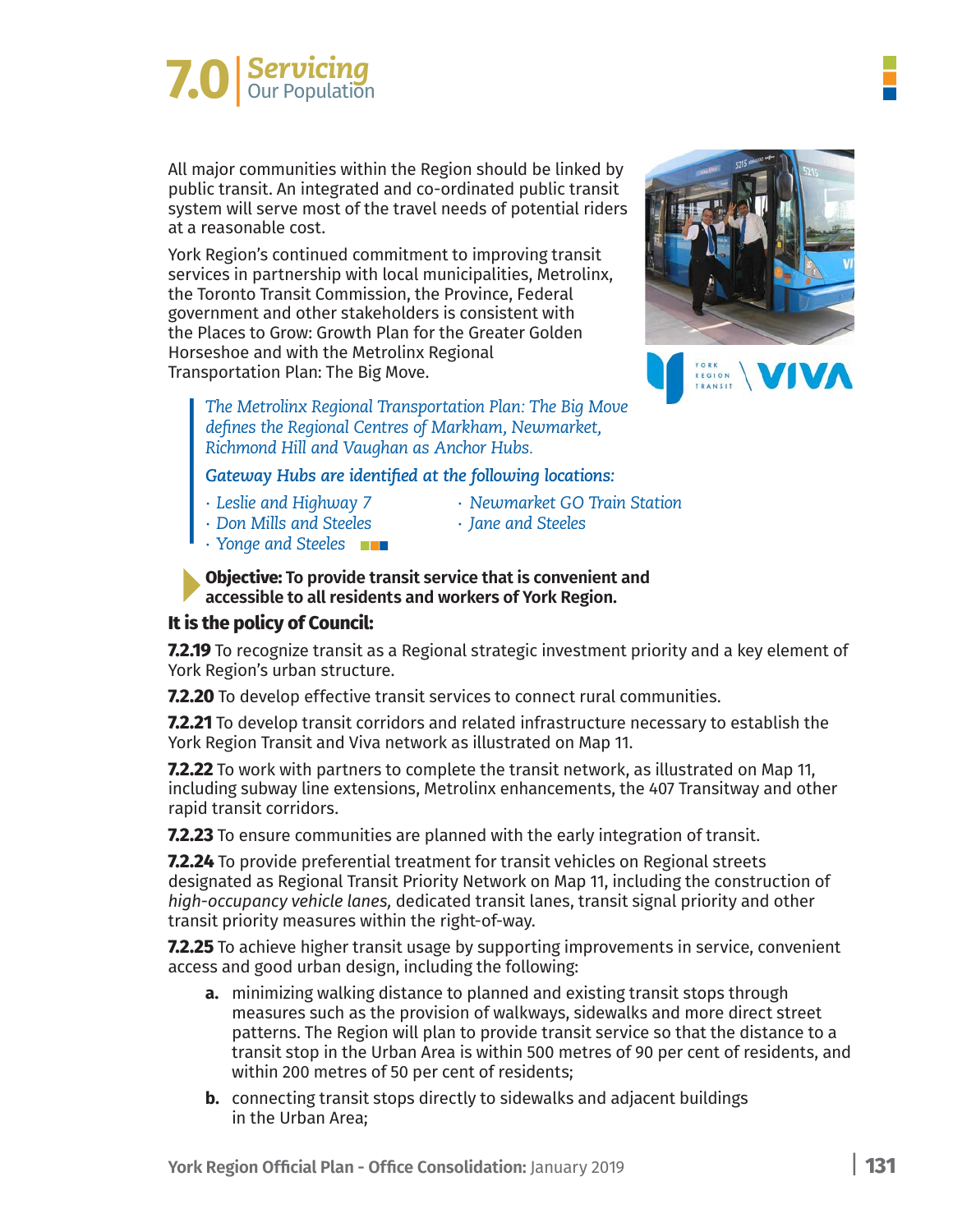All major communities within the Region should be linked by public transit. An integrated and co-ordinated public transit system will serve most of the travel needs of potential riders at a reasonable cost.

York Region's continued commitment to improving transit services in partnership with local municipalities, Metrolinx, the Toronto Transit Commission, the Province, Federal government and other stakeholders is consistent with the Places to Grow: Growth Plan for the Greater Golden Horseshoe and with the Metrolinx Regional Transportation Plan: The Big Move.

> *The Metrolinx Regional Transportation Plan: The Big Move defines the Regional Centres of Markham, Newmarket, Richmond Hill and Vaughan as Anchor Hubs.*
>
> *Gateway Hubs are identified at the following locations:*
>
> - *Leslie and Highway 7*
> - *Don Mills and Steeles*
> - *Yonge and Steeles*
> - *Newmarket GO Train Station*
> - *Jane and Steeles*

**Objective: To provide transit service that is convenient and accessible to all residents and workers of York Region.**

**It is the policy of Council:**

**7.2.19** To recognize transit as a Regional strategic investment priority and a key element of York Region's urban structure.

**7.2.20** To develop effective transit services to connect rural communities.

**7.2.21** To develop transit corridors and related infrastructure necessary to establish the York Region Transit and Viva network as illustrated on Map 11.

**7.2.22** To work with partners to complete the transit network, as illustrated on Map 11, including subway line extensions, Metrolinx enhancements, the 407 Transitway and other rapid transit corridors.

**7.2.23** To ensure communities are planned with the early integration of transit.

**7.2.24** To provide preferential treatment for transit vehicles on Regional streets designated as Regional Transit Priority Network on Map 11, including the construction of *high-occupancy vehicle lanes,* dedicated transit lanes, transit signal priority and other transit priority measures within the right-of-way.

**7.2.25** To achieve higher transit usage by supporting improvements in service, convenient access and good urban design, including the following:

**a.** minimizing walking distance to planned and existing transit stops through measures such as the provision of walkways, sidewalks and more direct street patterns. The Region will plan to provide transit service so that the distance to a transit stop in the Urban Area is within 500 metres of 90 per cent of residents, and within 200 metres of 50 per cent of residents;

**b.** connecting transit stops directly to sidewalks and adjacent buildings in the Urban Area;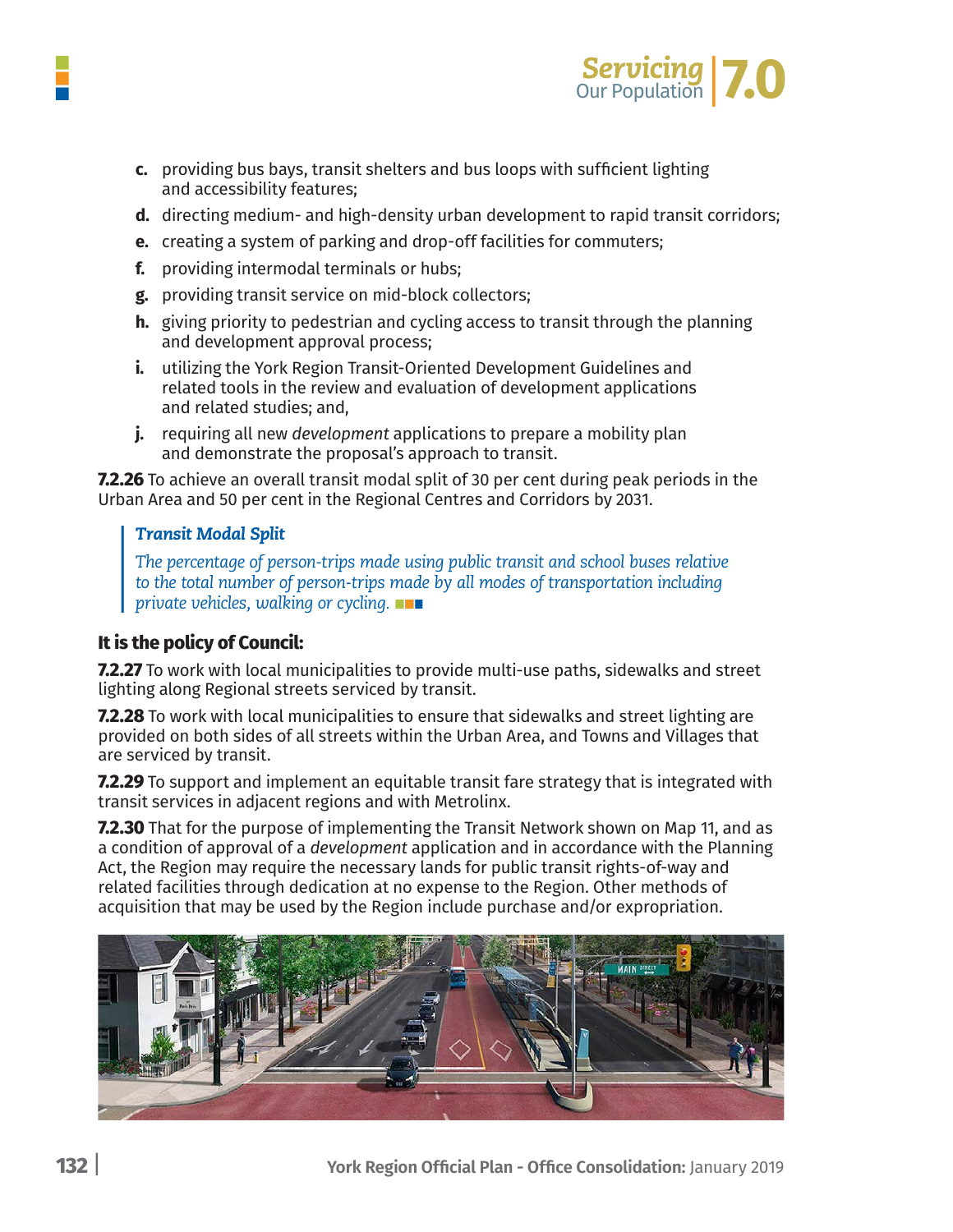c. providing bus bays, transit shelters and bus loops with sufficient lighting and accessibility features;
d. directing medium- and high-density urban development to rapid transit corridors;
e. creating a system of parking and drop-off facilities for commuters;
f. providing intermodal terminals or hubs;
g. providing transit service on mid-block collectors;
h. giving priority to pedestrian and cycling access to transit through the planning and development approval process;
i. utilizing the York Region Transit-Oriented Development Guidelines and related tools in the review and evaluation of development applications and related studies; and,
j. requiring all new *development* applications to prepare a mobility plan and demonstrate the proposal's approach to transit.

**7.2.26** To achieve an overall transit modal split of 30 per cent during peak periods in the Urban Area and 50 per cent in the Regional Centres and Corridors by 2031.

> ***Transit Modal Split***
>
> *The percentage of person-trips made using public transit and school buses relative to the total number of person-trips made by all modes of transportation including private vehicles, walking or cycling.*

### It is the policy of Council:

**7.2.27** To work with local municipalities to provide multi-use paths, sidewalks and street lighting along Regional streets serviced by transit.

**7.2.28** To work with local municipalities to ensure that sidewalks and street lighting are provided on both sides of all streets within the Urban Area, and Towns and Villages that are serviced by transit.

**7.2.29** To support and implement an equitable transit fare strategy that is integrated with transit services in adjacent regions and with Metrolinx.

**7.2.30** That for the purpose of implementing the Transit Network shown on Map 11, and as a condition of approval of a *development* application and in accordance with the Planning Act, the Region may require the necessary lands for public transit rights-of-way and related facilities through dedication at no expense to the Region. Other methods of acquisition that may be used by the Region include purchase and/or expropriation.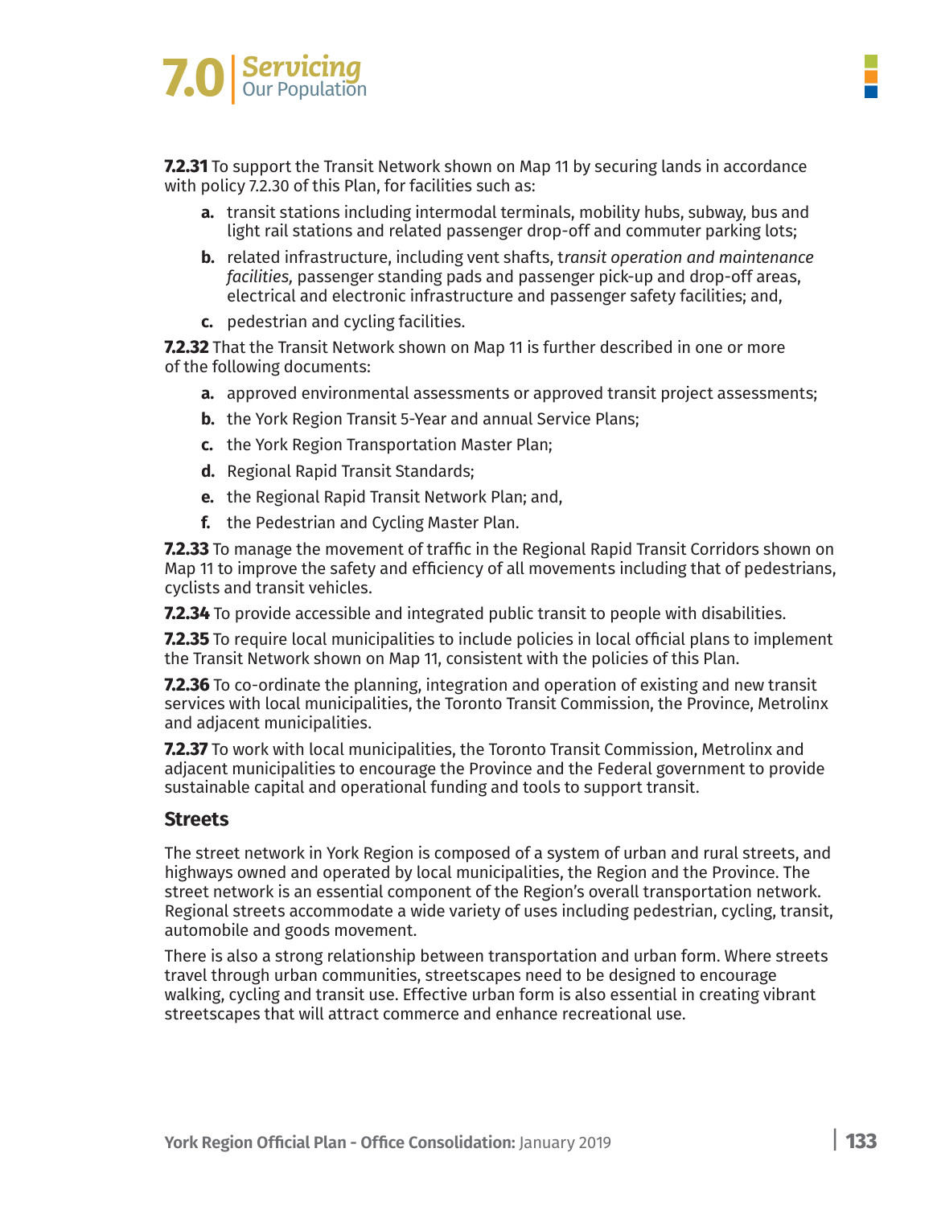**7.2.31** To support the Transit Network shown on Map 11 by securing lands in accordance with policy 7.2.30 of this Plan, for facilities such as:

- **a.** transit stations including intermodal terminals, mobility hubs, subway, bus and light rail stations and related passenger drop-off and commuter parking lots;
- **b.** related infrastructure, including vent shafts, t*ransit operation and maintenance facilities,* passenger standing pads and passenger pick-up and drop-off areas, electrical and electronic infrastructure and passenger safety facilities; and,
- **c.** pedestrian and cycling facilities.

**7.2.32** That the Transit Network shown on Map 11 is further described in one or more of the following documents:

- **a.** approved environmental assessments or approved transit project assessments;
- **b.** the York Region Transit 5-Year and annual Service Plans;
- **c.** the York Region Transportation Master Plan;
- **d.** Regional Rapid Transit Standards;
- **e.** the Regional Rapid Transit Network Plan; and,
- **f.** the Pedestrian and Cycling Master Plan.

**7.2.33** To manage the movement of traffic in the Regional Rapid Transit Corridors shown on Map 11 to improve the safety and efficiency of all movements including that of pedestrians, cyclists and transit vehicles.

**7.2.34** To provide accessible and integrated public transit to people with disabilities.

**7.2.35** To require local municipalities to include policies in local official plans to implement the Transit Network shown on Map 11, consistent with the policies of this Plan.

**7.2.36** To co-ordinate the planning, integration and operation of existing and new transit services with local municipalities, the Toronto Transit Commission, the Province, Metrolinx and adjacent municipalities.

**7.2.37** To work with local municipalities, the Toronto Transit Commission, Metrolinx and adjacent municipalities to encourage the Province and the Federal government to provide sustainable capital and operational funding and tools to support transit.

### Streets

The street network in York Region is composed of a system of urban and rural streets, and highways owned and operated by local municipalities, the Region and the Province. The street network is an essential component of the Region's overall transportation network. Regional streets accommodate a wide variety of uses including pedestrian, cycling, transit, automobile and goods movement.

There is also a strong relationship between transportation and urban form. Where streets travel through urban communities, streetscapes need to be designed to encourage walking, cycling and transit use. Effective urban form is also essential in creating vibrant streetscapes that will attract commerce and enhance recreational use.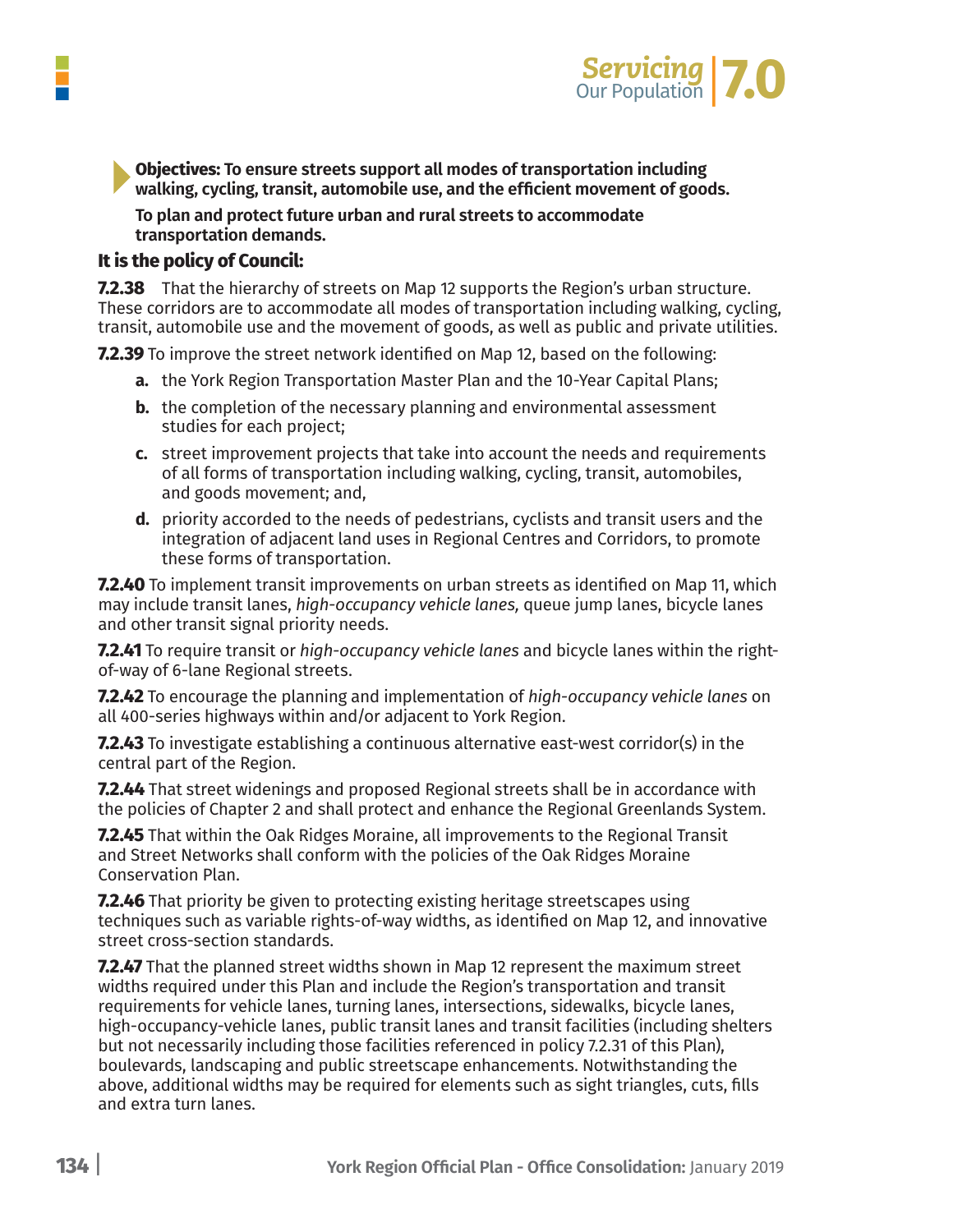**Objectives: To ensure streets support all modes of transportation including walking, cycling, transit, automobile use, and the efficient movement of goods.**

**To plan and protect future urban and rural streets to accommodate transportation demands.**

### It is the policy of Council:

**7.2.38** That the hierarchy of streets on Map 12 supports the Region's urban structure. These corridors are to accommodate all modes of transportation including walking, cycling, transit, automobile use and the movement of goods, as well as public and private utilities.

**7.2.39** To improve the street network identified on Map 12, based on the following:

- **a.** the York Region Transportation Master Plan and the 10-Year Capital Plans;
- **b.** the completion of the necessary planning and environmental assessment studies for each project;
- **c.** street improvement projects that take into account the needs and requirements of all forms of transportation including walking, cycling, transit, automobiles, and goods movement; and,
- **d.** priority accorded to the needs of pedestrians, cyclists and transit users and the integration of adjacent land uses in Regional Centres and Corridors, to promote these forms of transportation.

**7.2.40** To implement transit improvements on urban streets as identified on Map 11, which may include transit lanes, *high-occupancy vehicle lanes,* queue jump lanes, bicycle lanes and other transit signal priority needs.

**7.2.41** To require transit or *high-occupancy vehicle lanes* and bicycle lanes within the right-of-way of 6-lane Regional streets.

**7.2.42** To encourage the planning and implementation of *high-occupancy vehicle lanes* on all 400-series highways within and/or adjacent to York Region.

**7.2.43** To investigate establishing a continuous alternative east-west corridor(s) in the central part of the Region.

**7.2.44** That street widenings and proposed Regional streets shall be in accordance with the policies of Chapter 2 and shall protect and enhance the Regional Greenlands System.

**7.2.45** That within the Oak Ridges Moraine, all improvements to the Regional Transit and Street Networks shall conform with the policies of the Oak Ridges Moraine Conservation Plan.

**7.2.46** That priority be given to protecting existing heritage streetscapes using techniques such as variable rights-of-ways widths, as identified on Map 12, and innovative street cross-section standards.

**7.2.47** That the planned street widths shown in Map 12 represent the maximum street widths required under this Plan and include the Region's transportation and transit requirements for vehicle lanes, turning lanes, intersections, sidewalks, bicycle lanes, high-occupancy-vehicle lanes, public transit lanes and transit facilities (including shelters but not necessarily including those facilities referenced in policy 7.2.31 of this Plan), boulevards, landscaping and public streetscape enhancements. Notwithstanding the above, additional widths may be required for elements such as sight triangles, cuts, fills and extra turn lanes.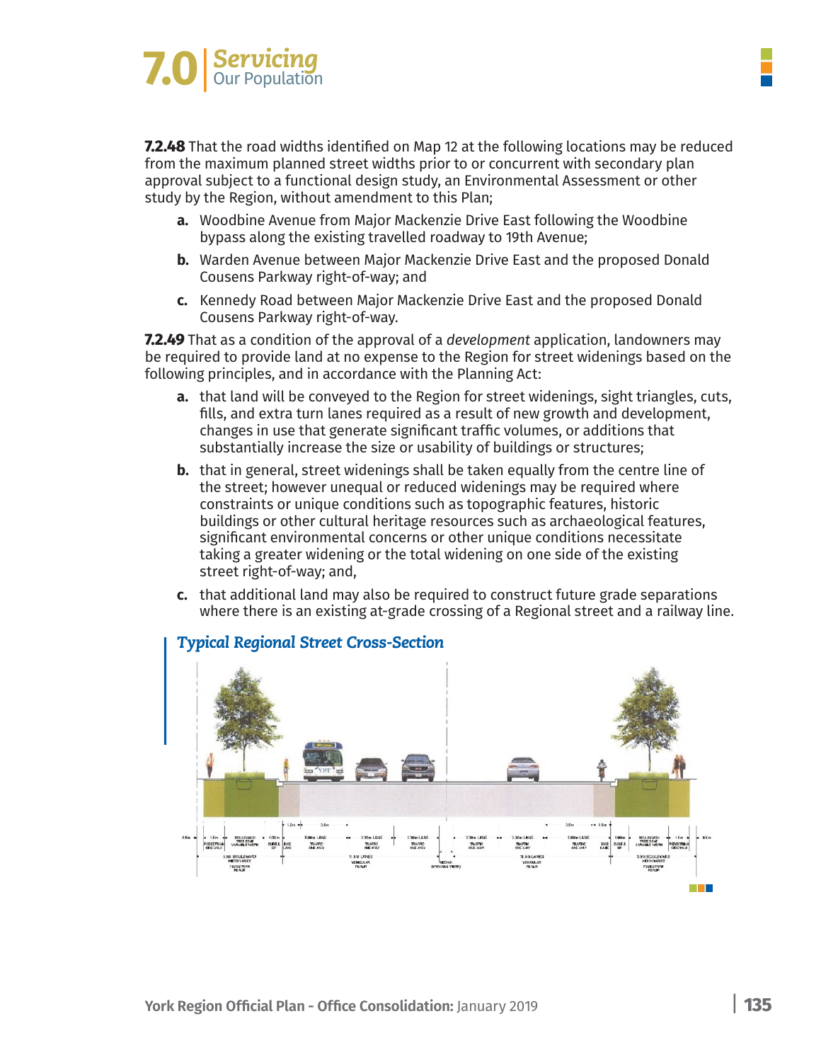**7.2.48** That the road widths identified on Map 12 at the following locations may be reduced from the maximum planned street widths prior to or concurrent with secondary plan approval subject to a functional design study, an Environmental Assessment or other study by the Region, without amendment to this Plan;

- **a.** Woodbine Avenue from Major Mackenzie Drive East following the Woodbine bypass along the existing travelled roadway to 19th Avenue;
- **b.** Warden Avenue between Major Mackenzie Drive East and the proposed Donald Cousens Parkway right-of-way; and
- **c.** Kennedy Road between Major Mackenzie Drive East and the proposed Donald Cousens Parkway right-of-way.

**7.2.49** That as a condition of the approval of a *development* application, landowners may be required to provide land at no expense to the Region for street widenings based on the following principles, and in accordance with the Planning Act:

- **a.** that land will be conveyed to the Region for street widenings, sight triangles, cuts, fills, and extra turn lanes required as a result of new growth and development, changes in use that generate significant traffic volumes, or additions that substantially increase the size or usability of buildings or structures;
- **b.** that in general, street widenings shall be taken equally from the centre line of the street; however unequal or reduced widenings may be required where constraints or unique conditions such as topographic features, historic buildings or other cultural heritage resources such as archaeological features, significant environmental concerns or other unique conditions necessitate taking a greater widening or the total widening on one side of the existing street right-of-way; and,
- **c.** that additional land may also be required to construct future grade separations where there is an existing at-grade crossing of a Regional street and a railway line.

***Typical Regional Street Cross-Section***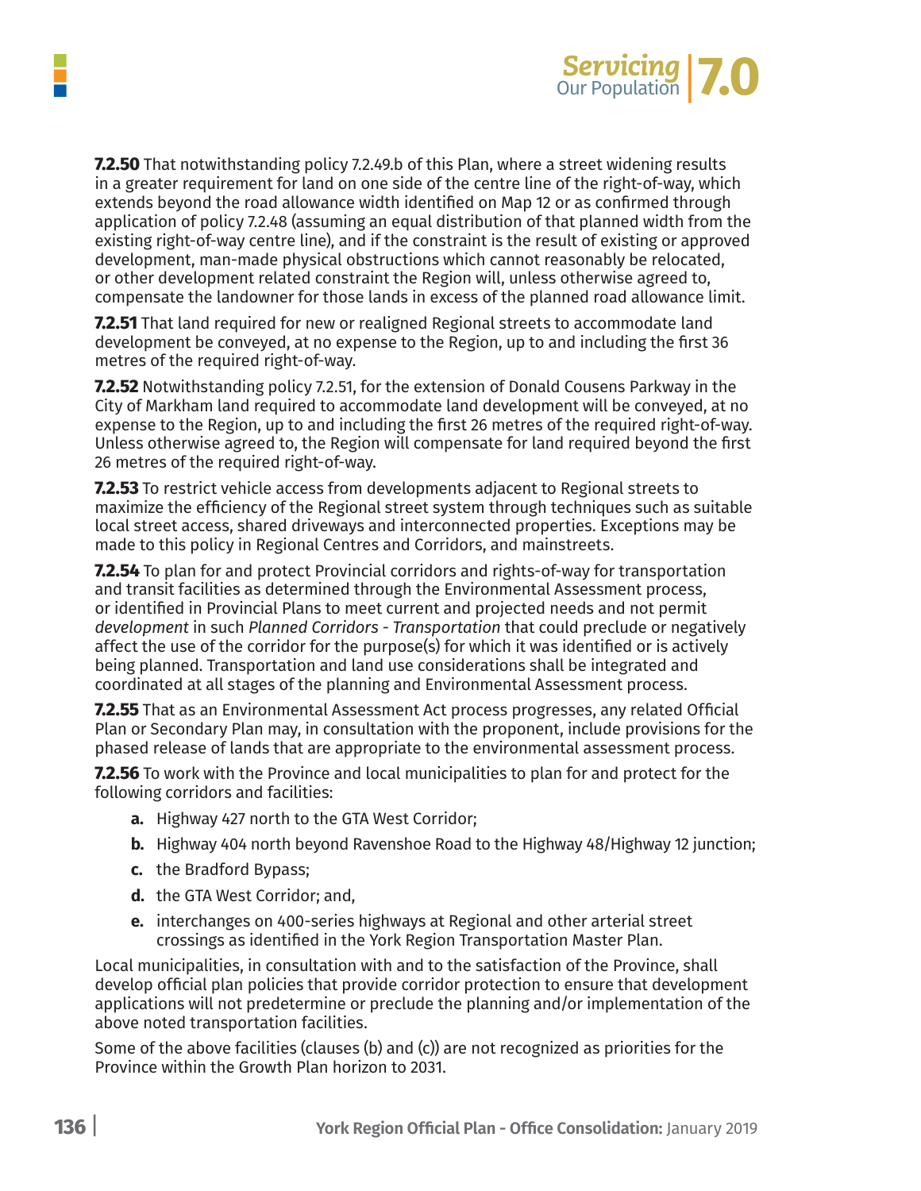**7.2.50** That notwithstanding policy 7.2.49.b of this Plan, where a street widening results in a greater requirement for land on one side of the centre line of the right-of-way, which extends beyond the road allowance width identified on Map 12 or as confirmed through application of policy 7.2.48 (assuming an equal distribution of that planned width from the existing right-of-way centre line), and if the constraint is the result of existing or approved development, man-made physical obstructions which cannot reasonably be relocated, or other development related constraint the Region will, unless otherwise agreed to, compensate the landowner for those lands in excess of the planned road allowance limit.

**7.2.51** That land required for new or realigned Regional streets to accommodate land development be conveyed, at no expense to the Region, up to and including the first 36 metres of the required right-of-way.

**7.2.52** Notwithstanding policy 7.2.51, for the extension of Donald Cousens Parkway in the City of Markham land required to accommodate land development will be conveyed, at no expense to the Region, up to and including the first 26 metres of the required right-of-way. Unless otherwise agreed to, the Region will compensate for land required beyond the first 26 metres of the required right-of-way.

**7.2.53** To restrict vehicle access from developments adjacent to Regional streets to maximize the efficiency of the Regional street system through techniques such as suitable local street access, shared driveways and interconnected properties. Exceptions may be made to this policy in Regional Centres and Corridors, and mainstreets.

**7.2.54** To plan for and protect Provincial corridors and rights-of-way for transportation and transit facilities as determined through the Environmental Assessment process, or identified in Provincial Plans to meet current and projected needs and not permit *development* in such *Planned Corridors - Transportation* that could preclude or negatively affect the use of the corridor for the purpose(s) for which it was identified or is actively being planned. Transportation and land use considerations shall be integrated and coordinated at all stages of the planning and Environmental Assessment process.

**7.2.55** That as an Environmental Assessment Act process progresses, any related Official Plan or Secondary Plan may, in consultation with the proponent, include provisions for the phased release of lands that are appropriate to the environmental assessment process.

**7.2.56** To work with the Province and local municipalities to plan for and protect for the following corridors and facilities:

- **a.** Highway 427 north to the GTA West Corridor;
- **b.** Highway 404 north beyond Ravenshoe Road to the Highway 48/Highway 12 junction;
- **c.** the Bradford Bypass;
- **d.** the GTA West Corridor; and,
- **e.** interchanges on 400-series highways at Regional and other arterial street crossings as identified in the York Region Transportation Master Plan.

Local municipalities, in consultation with and to the satisfaction of the Province, shall develop official plan policies that provide corridor protection to ensure that development applications will not predetermine or preclude the planning and/or implementation of the above noted transportation facilities.

Some of the above facilities (clauses (b) and (c)) are not recognized as priorities for the Province within the Growth Plan horizon to 2031.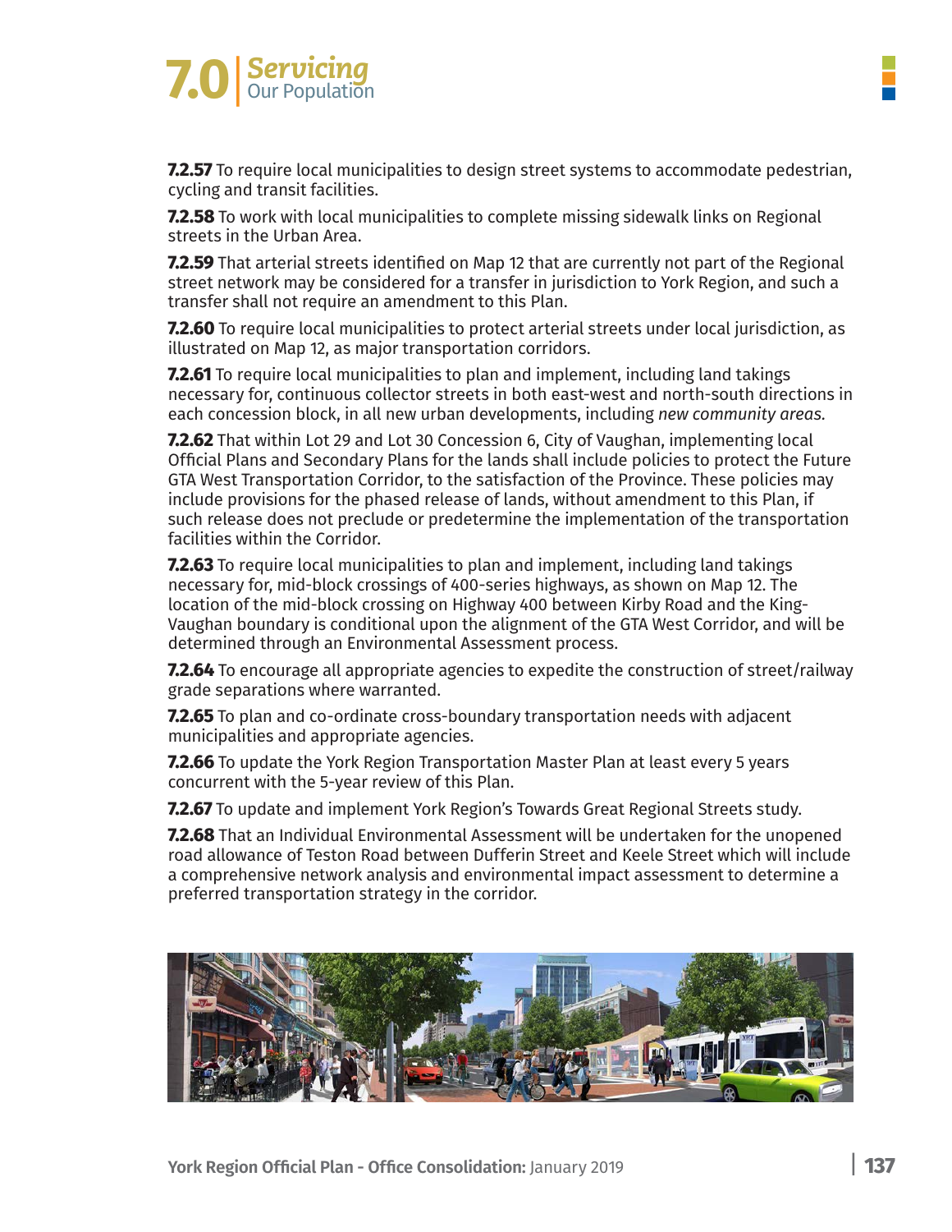**7.2.57** To require local municipalities to design street systems to accommodate pedestrian, cycling and transit facilities.

**7.2.58** To work with local municipalities to complete missing sidewalk links on Regional streets in the Urban Area.

**7.2.59** That arterial streets identified on Map 12 that are currently not part of the Regional street network may be considered for a transfer in jurisdiction to York Region, and such a transfer shall not require an amendment to this Plan.

**7.2.60** To require local municipalities to protect arterial streets under local jurisdiction, as illustrated on Map 12, as major transportation corridors.

**7.2.61** To require local municipalities to plan and implement, including land takings necessary for, continuous collector streets in both east-west and north-south directions in each concession block, in all new urban developments, including *new community areas.*

**7.2.62** That within Lot 29 and Lot 30 Concession 6, City of Vaughan, implementing local Official Plans and Secondary Plans for the lands shall include policies to protect the Future GTA West Transportation Corridor, to the satisfaction of the Province. These policies may include provisions for the phased release of lands, without amendment to this Plan, if such release does not preclude or predetermine the implementation of the transportation facilities within the Corridor.

**7.2.63** To require local municipalities to plan and implement, including land takings necessary for, mid-block crossings of 400-series highways, as shown on Map 12. The location of the mid-block crossing on Highway 400 between Kirby Road and the King-Vaughan boundary is conditional upon the alignment of the GTA West Corridor, and will be determined through an Environmental Assessment process.

**7.2.64** To encourage all appropriate agencies to expedite the construction of street/railway grade separations where warranted.

**7.2.65** To plan and co-ordinate cross-boundary transportation needs with adjacent municipalities and appropriate agencies.

**7.2.66** To update the York Region Transportation Master Plan at least every 5 years concurrent with the 5-year review of this Plan.

**7.2.67** To update and implement York Region's Towards Great Regional Streets study.

**7.2.68** That an Individual Environmental Assessment will be undertaken for the unopened road allowance of Teston Road between Dufferin Street and Keele Street which will include a comprehensive network analysis and environmental impact assessment to determine a preferred transportation strategy in the corridor.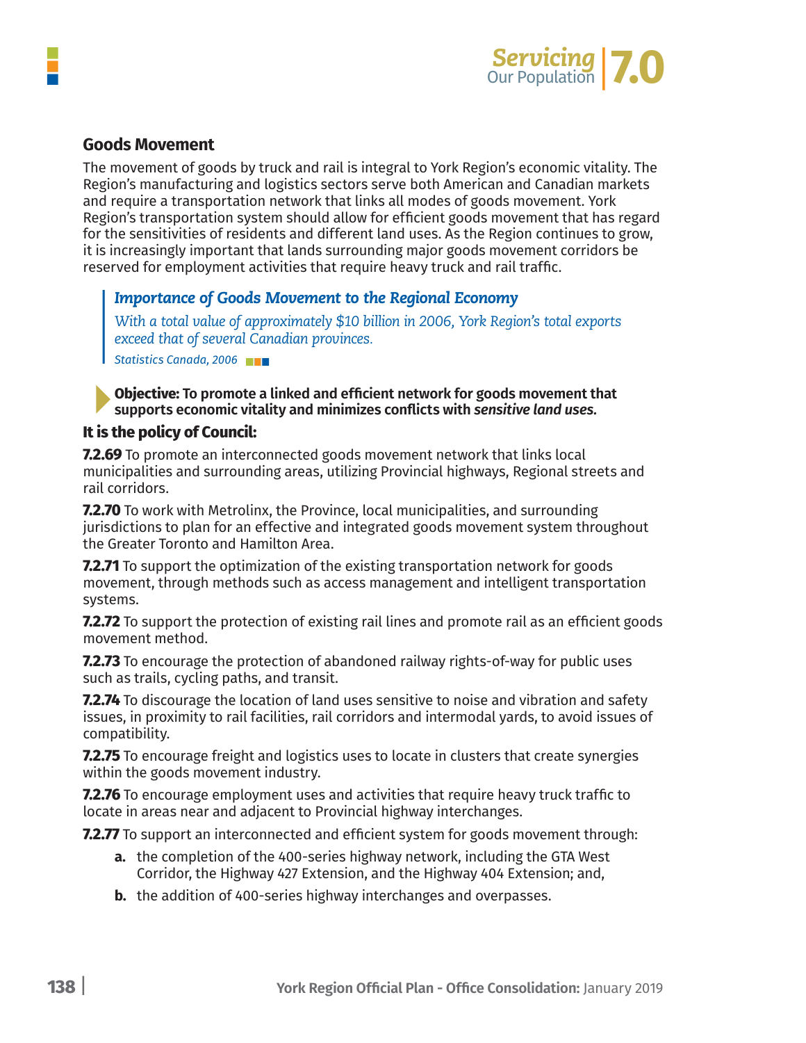## Goods Movement

The movement of goods by truck and rail is integral to York Region's economic vitality. The Region's manufacturing and logistics sectors serve both American and Canadian markets and require a transportation network that links all modes of goods movement. York Region's transportation system should allow for efficient goods movement that has regard for the sensitivities of residents and different land uses. As the Region continues to grow, it is increasingly important that lands surrounding major goods movement corridors be reserved for employment activities that require heavy truck and rail traffic.

> ***Importance of Goods Movement to the Regional Economy***
>
> *With a total value of approximately $10 billion in 2006, York Region's total exports exceed that of several Canadian provinces.*
>
> *Statistics Canada, 2006*

**Objective: To promote a linked and efficient network for goods movement that supports economic vitality and minimizes conflicts with *sensitive land uses*.**

**It is the policy of Council:**

**7.2.69** To promote an interconnected goods movement network that links local municipalities and surrounding areas, utilizing Provincial highways, Regional streets and rail corridors.

**7.2.70** To work with Metrolinx, the Province, local municipalities, and surrounding jurisdictions to plan for an effective and integrated goods movement system throughout the Greater Toronto and Hamilton Area.

**7.2.71** To support the optimization of the existing transportation network for goods movement, through methods such as access management and intelligent transportation systems.

**7.2.72** To support the protection of existing rail lines and promote rail as an efficient goods movement method.

**7.2.73** To encourage the protection of abandoned railway rights-of-way for public uses such as trails, cycling paths, and transit.

**7.2.74** To discourage the location of land uses sensitive to noise and vibration and safety issues, in proximity to rail facilities, rail corridors and intermodal yards, to avoid issues of compatibility.

**7.2.75** To encourage freight and logistics uses to locate in clusters that create synergies within the goods movement industry.

**7.2.76** To encourage employment uses and activities that require heavy truck traffic to locate in areas near and adjacent to Provincial highway interchanges.

**7.2.77** To support an interconnected and efficient system for goods movement through:

- **a.** the completion of the 400-series highway network, including the GTA West Corridor, the Highway 427 Extension, and the Highway 404 Extension; and,
- **b.** the addition of 400-series highway interchanges and overpasses.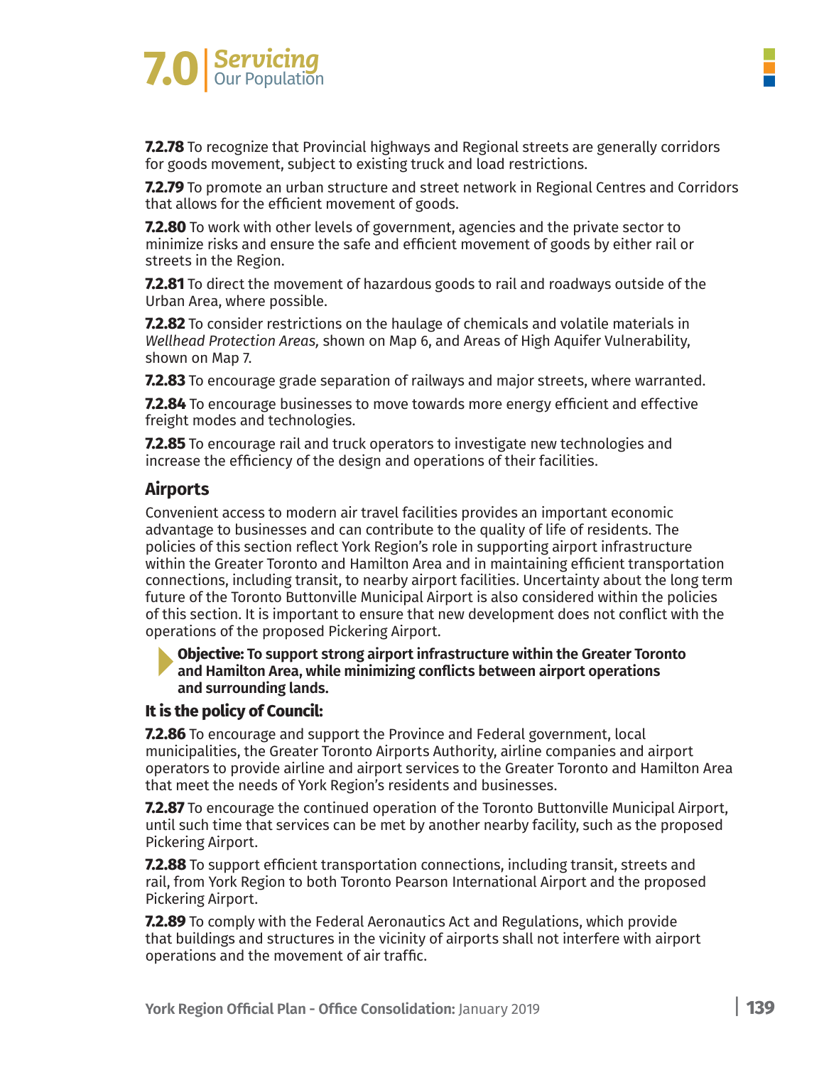**7.2.78** To recognize that Provincial highways and Regional streets are generally corridors for goods movement, subject to existing truck and load restrictions.

**7.2.79** To promote an urban structure and street network in Regional Centres and Corridors that allows for the efficient movement of goods.

**7.2.80** To work with other levels of government, agencies and the private sector to minimize risks and ensure the safe and efficient movement of goods by either rail or streets in the Region.

**7.2.81** To direct the movement of hazardous goods to rail and roadways outside of the Urban Area, where possible.

**7.2.82** To consider restrictions on the haulage of chemicals and volatile materials in *Wellhead Protection Areas,* shown on Map 6, and Areas of High Aquifer Vulnerability, shown on Map 7.

**7.2.83** To encourage grade separation of railways and major streets, where warranted.

**7.2.84** To encourage businesses to move towards more energy efficient and effective freight modes and technologies.

**7.2.85** To encourage rail and truck operators to investigate new technologies and increase the efficiency of the design and operations of their facilities.

## Airports

Convenient access to modern air travel facilities provides an important economic advantage to businesses and can contribute to the quality of life of residents. The policies of this section reflect York Region's role in supporting airport infrastructure within the Greater Toronto and Hamilton Area and in maintaining efficient transportation connections, including transit, to nearby airport facilities. Uncertainty about the long term future of the Toronto Buttonville Municipal Airport is also considered within the policies of this section. It is important to ensure that new development does not conflict with the operations of the proposed Pickering Airport.

**Objective: To support strong airport infrastructure within the Greater Toronto and Hamilton Area, while minimizing conflicts between airport operations and surrounding lands.**

### It is the policy of Council:

**7.2.86** To encourage and support the Province and Federal government, local municipalities, the Greater Toronto Airports Authority, airline companies and airport operators to provide airline and airport services to the Greater Toronto and Hamilton Area that meet the needs of York Region's residents and businesses.

**7.2.87** To encourage the continued operation of the Toronto Buttonville Municipal Airport, until such time that services can be met by another nearby facility, such as the proposed Pickering Airport.

**7.2.88** To support efficient transportation connections, including transit, streets and rail, from York Region to both Toronto Pearson International Airport and the proposed Pickering Airport.

**7.2.89** To comply with the Federal Aeronautics Act and Regulations, which provide that buildings and structures in the vicinity of airports shall not interfere with airport operations and the movement of air traffic.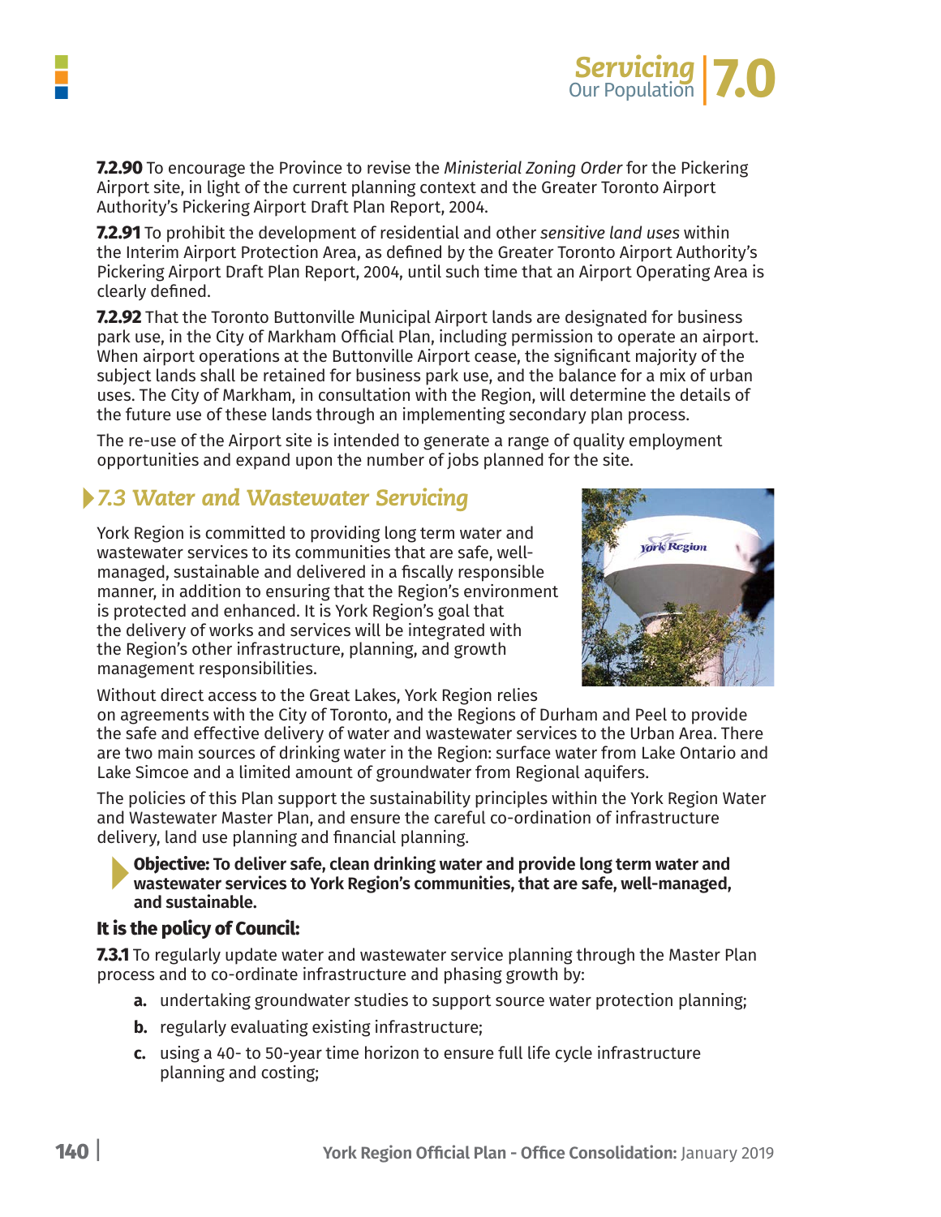**7.2.90** To encourage the Province to revise the *Ministerial Zoning Order* for the Pickering Airport site, in light of the current planning context and the Greater Toronto Airport Authority's Pickering Airport Draft Plan Report, 2004.

**7.2.91** To prohibit the development of residential and other *sensitive land uses* within the Interim Airport Protection Area, as defined by the Greater Toronto Airport Authority's Pickering Airport Draft Plan Report, 2004, until such time that an Airport Operating Area is clearly defined.

**7.2.92** That the Toronto Buttonville Municipal Airport lands are designated for business park use, in the City of Markham Official Plan, including permission to operate an airport. When airport operations at the Buttonville Airport cease, the significant majority of the subject lands shall be retained for business park use, and the balance for a mix of urban uses. The City of Markham, in consultation with the Region, will determine the details of the future use of these lands through an implementing secondary plan process.

The re-use of the Airport site is intended to generate a range of quality employment opportunities and expand upon the number of jobs planned for the site.

## 7.3 Water and Wastewater Servicing

York Region is committed to providing long term water and wastewater services to its communities that are safe, well-managed, sustainable and delivered in a fiscally responsible manner, in addition to ensuring that the Region's environment is protected and enhanced. It is York Region's goal that the delivery of works and services will be integrated with the Region's other infrastructure, planning, and growth management responsibilities.

Without direct access to the Great Lakes, York Region relies on agreements with the City of Toronto, and the Regions of Durham and Peel to provide the safe and effective delivery of water and wastewater services to the Urban Area. There are two main sources of drinking water in the Region: surface water from Lake Ontario and Lake Simcoe and a limited amount of groundwater from Regional aquifers.

The policies of this Plan support the sustainability principles within the York Region Water and Wastewater Master Plan, and ensure the careful co-ordination of infrastructure delivery, land use planning and financial planning.

**Objective: To deliver safe, clean drinking water and provide long term water and wastewater services to York Region's communities, that are safe, well-managed, and sustainable.**

### It is the policy of Council:

**7.3.1** To regularly update water and wastewater service planning through the Master Plan process and to co-ordinate infrastructure and phasing growth by:

- **a.** undertaking groundwater studies to support source water protection planning;
- **b.** regularly evaluating existing infrastructure;
- **c.** using a 40- to 50-year time horizon to ensure full life cycle infrastructure planning and costing;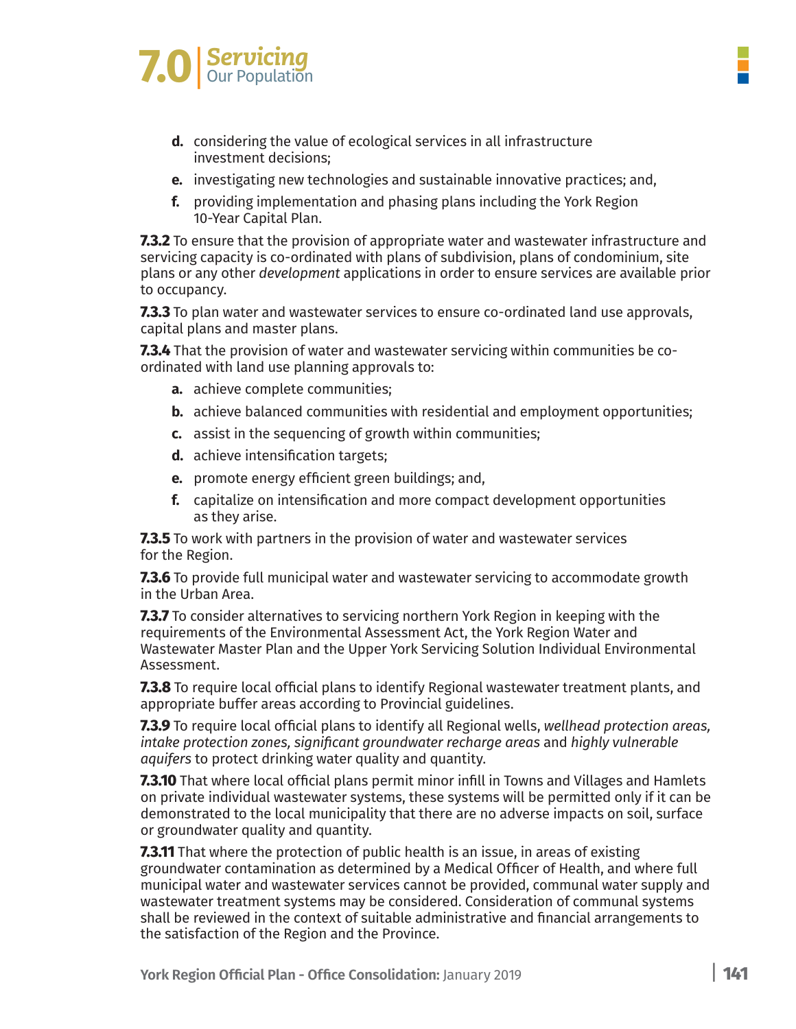d. considering the value of ecological services in all infrastructure investment decisions;

e. investigating new technologies and sustainable innovative practices; and,

f. providing implementation and phasing plans including the York Region 10-Year Capital Plan.

**7.3.2** To ensure that the provision of appropriate water and wastewater infrastructure and servicing capacity is co-ordinated with plans of subdivision, plans of condominium, site plans or any other *development* applications in order to ensure services are available prior to occupancy.

**7.3.3** To plan water and wastewater services to ensure co-ordinated land use approvals, capital plans and master plans.

**7.3.4** That the provision of water and wastewater servicing within communities be co-ordinated with land use planning approvals to:

a. achieve complete communities;

b. achieve balanced communities with residential and employment opportunities;

c. assist in the sequencing of growth within communities;

d. achieve intensification targets;

e. promote energy efficient green buildings; and,

f. capitalize on intensification and more compact development opportunities as they arise.

**7.3.5** To work with partners in the provision of water and wastewater services for the Region.

**7.3.6** To provide full municipal water and wastewater servicing to accommodate growth in the Urban Area.

**7.3.7** To consider alternatives to servicing northern York Region in keeping with the requirements of the Environmental Assessment Act, the York Region Water and Wastewater Master Plan and the Upper York Servicing Solution Individual Environmental Assessment.

**7.3.8** To require local official plans to identify Regional wastewater treatment plants, and appropriate buffer areas according to Provincial guidelines.

**7.3.9** To require local official plans to identify all Regional wells, *wellhead protection areas, intake protection zones, significant groundwater recharge areas* and *highly vulnerable aquifers* to protect drinking water quality and quantity.

**7.3.10** That where local official plans permit minor infill in Towns and Villages and Hamlets on private individual wastewater systems, these systems will be permitted only if it can be demonstrated to the local municipality that there are no adverse impacts on soil, surface or groundwater quality and quantity.

**7.3.11** That where the protection of public health is an issue, in areas of existing groundwater contamination as determined by a Medical Officer of Health, and where full municipal water and wastewater services cannot be provided, communal water supply and wastewater treatment systems may be considered. Consideration of communal systems shall be reviewed in the context of suitable administrative and financial arrangements to the satisfaction of the Region and the Province.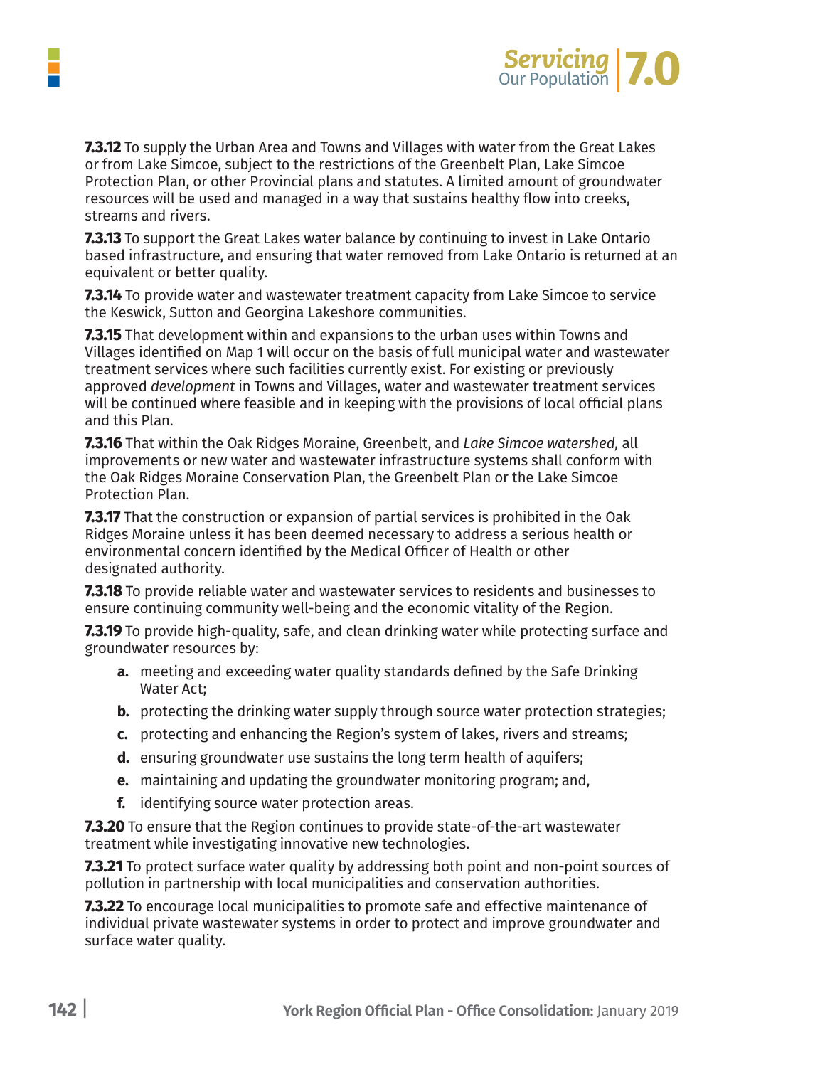**7.3.12** To supply the Urban Area and Towns and Villages with water from the Great Lakes or from Lake Simcoe, subject to the restrictions of the Greenbelt Plan, Lake Simcoe Protection Plan, or other Provincial plans and statutes. A limited amount of groundwater resources will be used and managed in a way that sustains healthy flow into creeks, streams and rivers.

**7.3.13** To support the Great Lakes water balance by continuing to invest in Lake Ontario based infrastructure, and ensuring that water removed from Lake Ontario is returned at an equivalent or better quality.

**7.3.14** To provide water and wastewater treatment capacity from Lake Simcoe to service the Keswick, Sutton and Georgina Lakeshore communities.

**7.3.15** That development within and expansions to the urban uses within Towns and Villages identified on Map 1 will occur on the basis of full municipal water and wastewater treatment services where such facilities currently exist. For existing or previously approved *development* in Towns and Villages, water and wastewater treatment services will be continued where feasible and in keeping with the provisions of local official plans and this Plan.

**7.3.16** That within the Oak Ridges Moraine, Greenbelt, and *Lake Simcoe watershed,* all improvements or new water and wastewater infrastructure systems shall conform with the Oak Ridges Moraine Conservation Plan, the Greenbelt Plan or the Lake Simcoe Protection Plan.

**7.3.17** That the construction or expansion of partial services is prohibited in the Oak Ridges Moraine unless it has been deemed necessary to address a serious health or environmental concern identified by the Medical Officer of Health or other designated authority.

**7.3.18** To provide reliable water and wastewater services to residents and businesses to ensure continuing community well-being and the economic vitality of the Region.

**7.3.19** To provide high-quality, safe, and clean drinking water while protecting surface and groundwater resources by:

- **a.** meeting and exceeding water quality standards defined by the Safe Drinking Water Act;
- **b.** protecting the drinking water supply through source water protection strategies;
- **c.** protecting and enhancing the Region's system of lakes, rivers and streams;
- **d.** ensuring groundwater use sustains the long term health of aquifers;
- **e.** maintaining and updating the groundwater monitoring program; and,
- **f.** identifying source water protection areas.

**7.3.20** To ensure that the Region continues to provide state-of-the-art wastewater treatment while investigating innovative new technologies.

**7.3.21** To protect surface water quality by addressing both point and non-point sources of pollution in partnership with local municipalities and conservation authorities.

**7.3.22** To encourage local municipalities to promote safe and effective maintenance of individual private wastewater systems in order to protect and improve groundwater and surface water quality.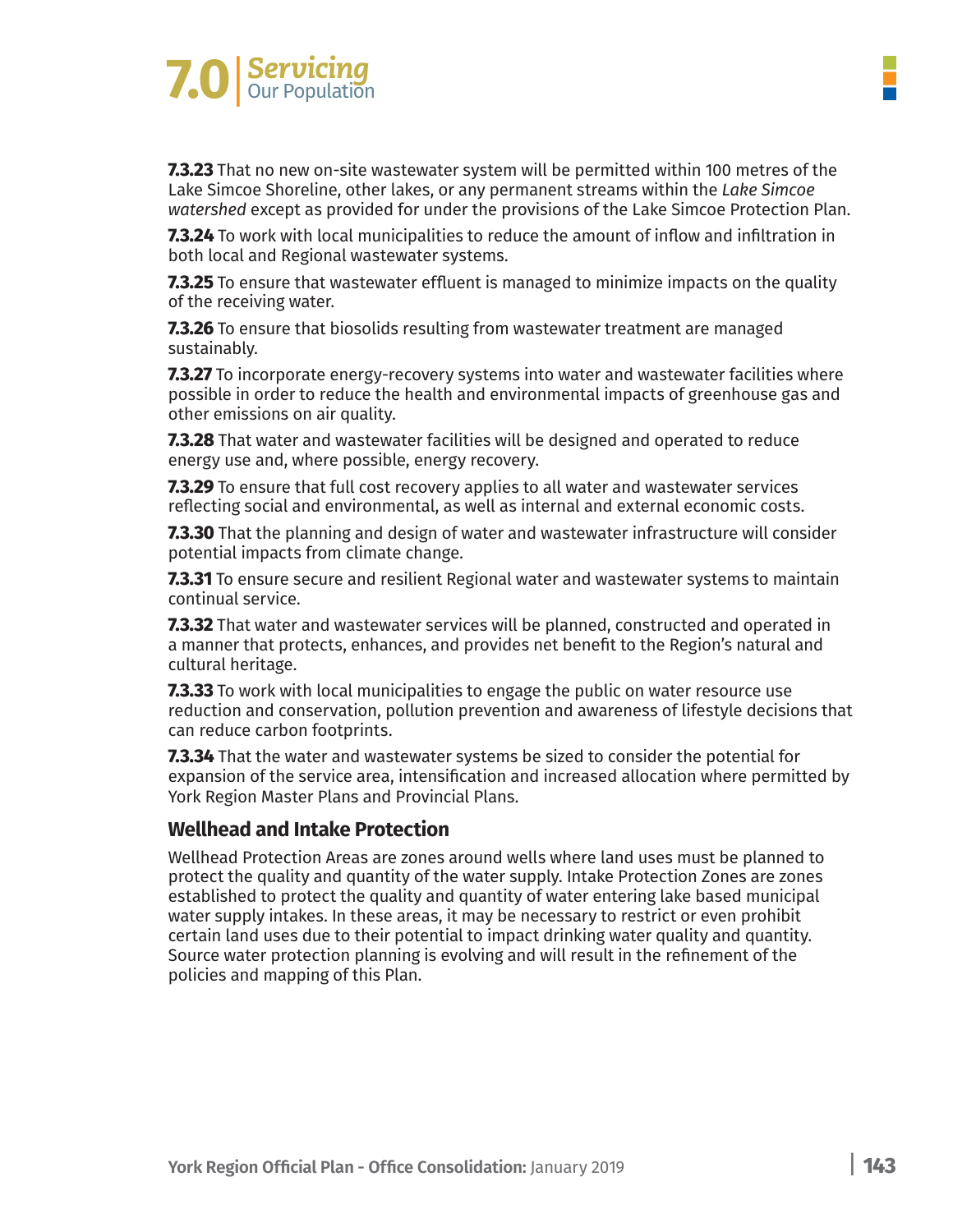**7.3.23** That no new on-site wastewater system will be permitted within 100 metres of the Lake Simcoe Shoreline, other lakes, or any permanent streams within the *Lake Simcoe watershed* except as provided for under the provisions of the Lake Simcoe Protection Plan.

**7.3.24** To work with local municipalities to reduce the amount of inflow and infiltration in both local and Regional wastewater systems.

**7.3.25** To ensure that wastewater effluent is managed to minimize impacts on the quality of the receiving water.

**7.3.26** To ensure that biosolids resulting from wastewater treatment are managed sustainably.

**7.3.27** To incorporate energy-recovery systems into water and wastewater facilities where possible in order to reduce the health and environmental impacts of greenhouse gas and other emissions on air quality.

**7.3.28** That water and wastewater facilities will be designed and operated to reduce energy use and, where possible, energy recovery.

**7.3.29** To ensure that full cost recovery applies to all water and wastewater services reflecting social and environmental, as well as internal and external economic costs.

**7.3.30** That the planning and design of water and wastewater infrastructure will consider potential impacts from climate change.

**7.3.31** To ensure secure and resilient Regional water and wastewater systems to maintain continual service.

**7.3.32** That water and wastewater services will be planned, constructed and operated in a manner that protects, enhances, and provides net benefit to the Region's natural and cultural heritage.

**7.3.33** To work with local municipalities to engage the public on water resource use reduction and conservation, pollution prevention and awareness of lifestyle decisions that can reduce carbon footprints.

**7.3.34** That the water and wastewater systems be sized to consider the potential for expansion of the service area, intensification and increased allocation where permitted by York Region Master Plans and Provincial Plans.

### Wellhead and Intake Protection

Wellhead Protection Areas are zones around wells where land uses must be planned to protect the quality and quantity of the water supply. Intake Protection Zones are zones established to protect the quality and quantity of water entering lake based municipal water supply intakes. In these areas, it may be necessary to restrict or even prohibit certain land uses due to their potential to impact drinking water quality and quantity. Source water protection planning is evolving and will result in the refinement of the policies and mapping of this Plan.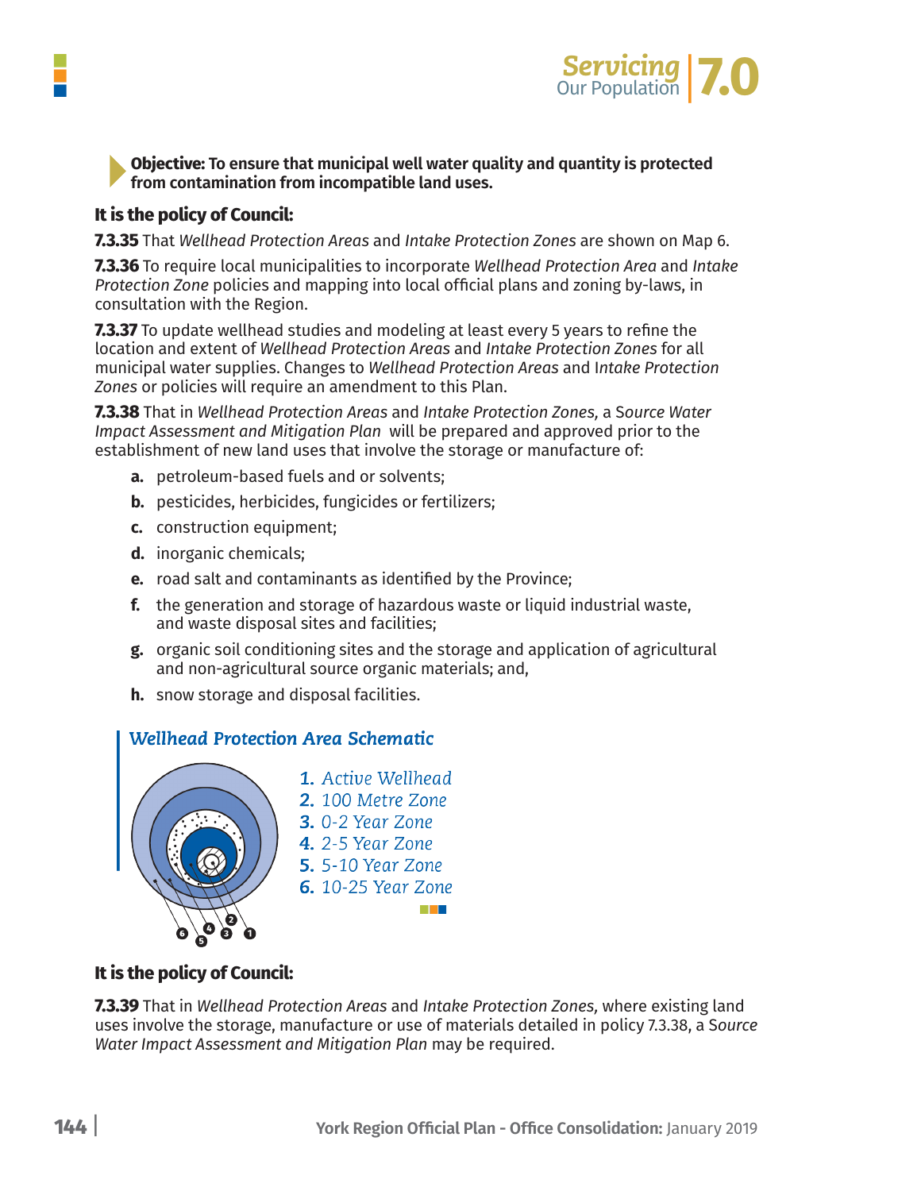**Objective: To ensure that municipal well water quality and quantity is protected from contamination from incompatible land uses.**

### It is the policy of Council:

**7.3.35** That *Wellhead Protection Areas* and *Intake Protection Zones* are shown on Map 6.

**7.3.36** To require local municipalities to incorporate *Wellhead Protection Area* and *Intake Protection Zone* policies and mapping into local official plans and zoning by-laws, in consultation with the Region.

**7.3.37** To update wellhead studies and modeling at least every 5 years to refine the location and extent of *Wellhead Protection Areas* and *Intake Protection Zones* for all municipal water supplies. Changes to *Wellhead Protection Areas* and *Intake Protection Zones* or policies will require an amendment to this Plan.

**7.3.38** That in *Wellhead Protection Areas* and *Intake Protection Zones,* a *Source Water Impact Assessment and Mitigation Plan* will be prepared and approved prior to the establishment of new land uses that involve the storage or manufacture of:

- **a.** petroleum-based fuels and or solvents;
- **b.** pesticides, herbicides, fungicides or fertilizers;
- **c.** construction equipment;
- **d.** inorganic chemicals;
- **e.** road salt and contaminants as identified by the Province;
- **f.** the generation and storage of hazardous waste or liquid industrial waste, and waste disposal sites and facilities;
- **g.** organic soil conditioning sites and the storage and application of agricultural and non-agricultural source organic materials; and,
- **h.** snow storage and disposal facilities.

*Wellhead Protection Area Schematic*

1. *Active Wellhead*
2. *100 Metre Zone*
3. *0-2 Year Zone*
4. *2-5 Year Zone*
5. *5-10 Year Zone*
6. *10-25 Year Zone*

### It is the policy of Council:

**7.3.39** That in *Wellhead Protection Areas* and *Intake Protection Zones,* where existing land uses involve the storage, manufacture or use of materials detailed in policy 7.3.38, a *Source Water Impact Assessment and Mitigation Plan* may be required.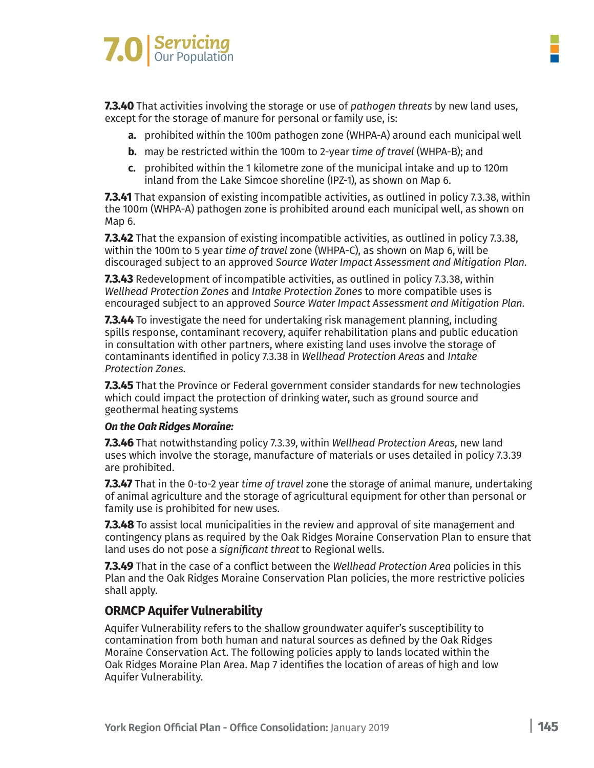**7.3.40** That activities involving the storage or use of *pathogen threats* by new land uses, except for the storage of manure for personal or family use, is:

- **a.** prohibited within the 100m pathogen zone (WHPA-A) around each municipal well
- **b.** may be restricted within the 100m to 2-year *time of travel* (WHPA-B); and
- **c.** prohibited within the 1 kilometre zone of the municipal intake and up to 120m inland from the Lake Simcoe shoreline (IPZ-1), as shown on Map 6.

**7.3.41** That expansion of existing incompatible activities, as outlined in policy 7.3.38, within the 100m (WHPA-A) pathogen zone is prohibited around each municipal well, as shown on Map 6.

**7.3.42** That the expansion of existing incompatible activities, as outlined in policy 7.3.38, within the 100m to 5 year *time of travel* zone (WHPA-C), as shown on Map 6, will be discouraged subject to an approved *Source Water Impact Assessment and Mitigation Plan.*

**7.3.43** Redevelopment of incompatible activities, as outlined in policy 7.3.38, within *Wellhead Protection Zones* and *Intake Protection Zones* to more compatible uses is encouraged subject to an approved *Source Water Impact Assessment and Mitigation Plan.*

**7.3.44** To investigate the need for undertaking risk management planning, including spills response, contaminant recovery, aquifer rehabilitation plans and public education in consultation with other partners, where existing land uses involve the storage of contaminants identified in policy 7.3.38 in *Wellhead Protection Areas* and *Intake Protection Zones.*

**7.3.45** That the Province or Federal government consider standards for new technologies which could impact the protection of drinking water, such as ground source and geothermal heating systems

***On the Oak Ridges Moraine:***

**7.3.46** That notwithstanding policy 7.3.39, within *Wellhead Protection Areas,* new land uses which involve the storage, manufacture of materials or uses detailed in policy 7.3.39 are prohibited.

**7.3.47** That in the 0-to-2 year *time of travel* zone the storage of animal manure, undertaking of animal agriculture and the storage of agricultural equipment for other than personal or family use is prohibited for new uses.

**7.3.48** To assist local municipalities in the review and approval of site management and contingency plans as required by the Oak Ridges Moraine Conservation Plan to ensure that land uses do not pose a *significant threat* to Regional wells.

**7.3.49** That in the case of a conflict between the *Wellhead Protection Area* policies in this Plan and the Oak Ridges Moraine Conservation Plan policies, the more restrictive policies shall apply.

## ORMCP Aquifer Vulnerability

Aquifer Vulnerability refers to the shallow groundwater aquifer's susceptibility to contamination from both human and natural sources as defined by the Oak Ridges Moraine Conservation Act. The following policies apply to lands located within the Oak Ridges Moraine Plan Area. Map 7 identifies the location of areas of high and low Aquifer Vulnerability.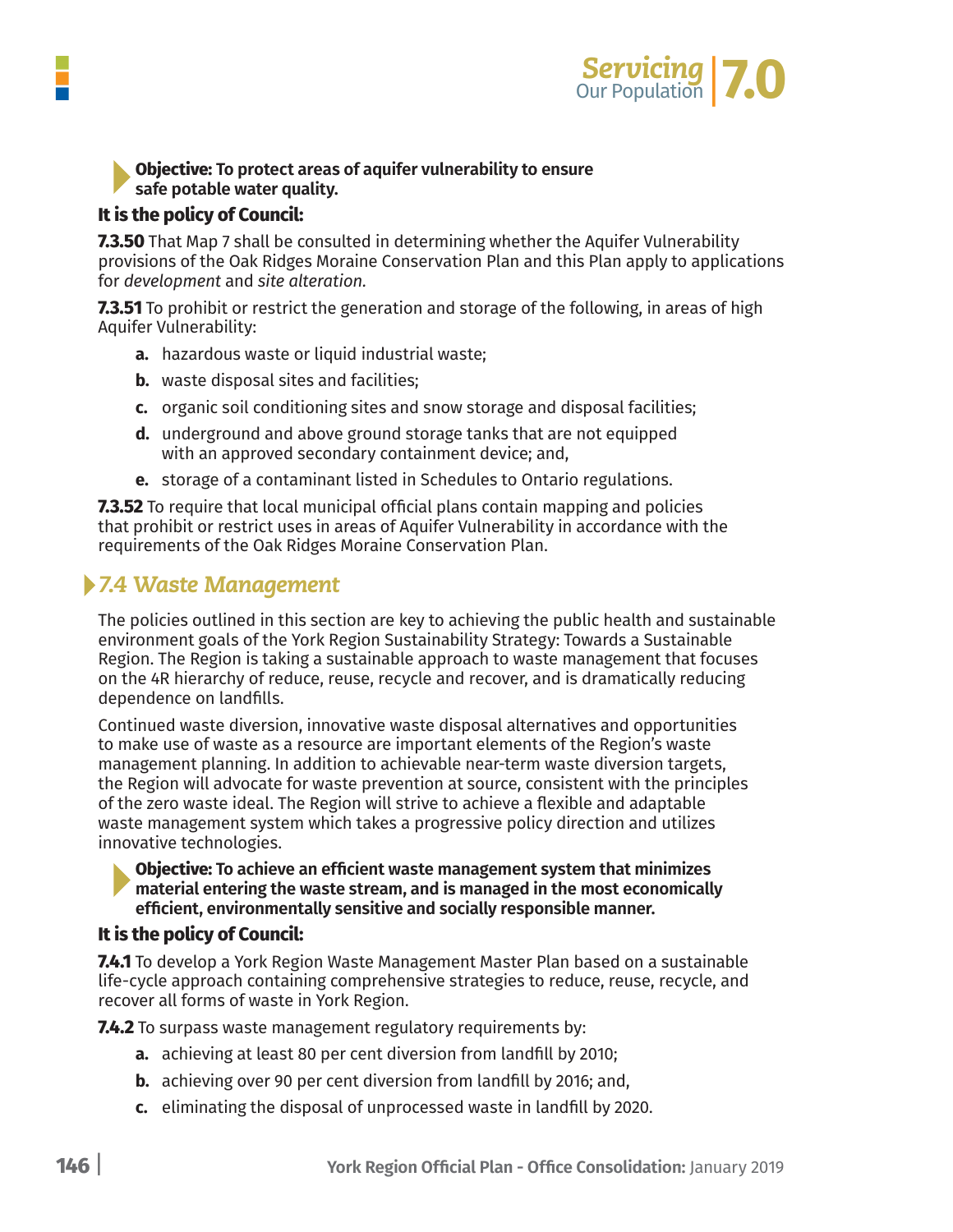**Objective: To protect areas of aquifer vulnerability to ensure safe potable water quality.**

**It is the policy of Council:**

**7.3.50** That Map 7 shall be consulted in determining whether the Aquifer Vulnerability provisions of the Oak Ridges Moraine Conservation Plan and this Plan apply to applications for *development* and *site alteration.*

**7.3.51** To prohibit or restrict the generation and storage of the following, in areas of high Aquifer Vulnerability:

- **a.** hazardous waste or liquid industrial waste;
- **b.** waste disposal sites and facilities;
- **c.** organic soil conditioning sites and snow storage and disposal facilities;
- **d.** underground and above ground storage tanks that are not equipped with an approved secondary containment device; and,
- **e.** storage of a contaminant listed in Schedules to Ontario regulations.

**7.3.52** To require that local municipal official plans contain mapping and policies that prohibit or restrict uses in areas of Aquifer Vulnerability in accordance with the requirements of the Oak Ridges Moraine Conservation Plan.

## 7.4 Waste Management

The policies outlined in this section are key to achieving the public health and sustainable environment goals of the York Region Sustainability Strategy: Towards a Sustainable Region. The Region is taking a sustainable approach to waste management that focuses on the 4R hierarchy of reduce, reuse, recycle and recover, and is dramatically reducing dependence on landfills.

Continued waste diversion, innovative waste disposal alternatives and opportunities to make use of waste as a resource are important elements of the Region's waste management planning. In addition to achievable near-term waste diversion targets, the Region will advocate for waste prevention at source, consistent with the principles of the zero waste ideal. The Region will strive to achieve a flexible and adaptable waste management system which takes a progressive policy direction and utilizes innovative technologies.

**Objective: To achieve an efficient waste management system that minimizes material entering the waste stream, and is managed in the most economically efficient, environmentally sensitive and socially responsible manner.**

**It is the policy of Council:**

**7.4.1** To develop a York Region Waste Management Master Plan based on a sustainable life-cycle approach containing comprehensive strategies to reduce, reuse, recycle, and recover all forms of waste in York Region.

**7.4.2** To surpass waste management regulatory requirements by:

- **a.** achieving at least 80 per cent diversion from landfill by 2010;
- **b.** achieving over 90 per cent diversion from landfill by 2016; and,
- **c.** eliminating the disposal of unprocessed waste in landfill by 2020.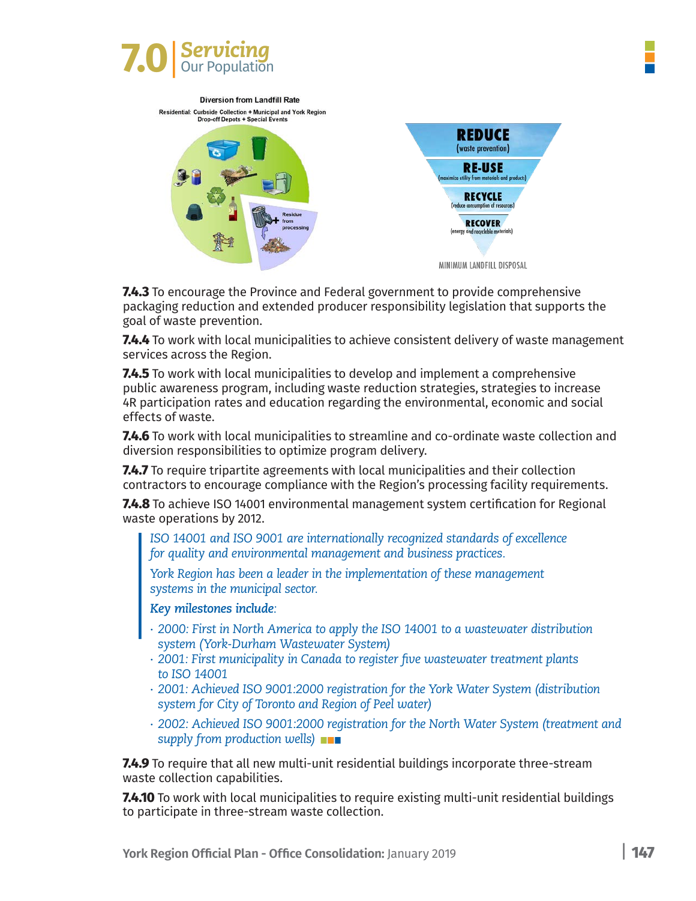**7.4.3** To encourage the Province and Federal government to provide comprehensive packaging reduction and extended producer responsibility legislation that supports the goal of waste prevention.

**7.4.4** To work with local municipalities to achieve consistent delivery of waste management services across the Region.

**7.4.5** To work with local municipalities to develop and implement a comprehensive public awareness program, including waste reduction strategies, strategies to increase 4R participation rates and education regarding the environmental, economic and social effects of waste.

**7.4.6** To work with local municipalities to streamline and co-ordinate waste collection and diversion responsibilities to optimize program delivery.

**7.4.7** To require tripartite agreements with local municipalities and their collection contractors to encourage compliance with the Region's processing facility requirements.

**7.4.8** To achieve ISO 14001 environmental management system certification for Regional waste operations by 2012.

> *ISO 14001 and ISO 9001 are internationally recognized standards of excellence for quality and environmental management and business practices.*
>
> *York Region has been a leader in the implementation of these management systems in the municipal sector.*
>
> ***Key milestones include:***
>
> - *2000: First in North America to apply the ISO 14001 to a wastewater distribution system (York-Durham Wastewater System)*
> - *2001: First municipality in Canada to register five wastewater treatment plants to ISO 14001*
> - *2001: Achieved ISO 9001:2000 registration for the York Water System (distribution system for City of Toronto and Region of Peel water)*
> - *2002: Achieved ISO 9001:2000 registration for the North Water System (treatment and supply from production wells)*

**7.4.9** To require that all new multi-unit residential buildings incorporate three-stream waste collection capabilities.

**7.4.10** To work with local municipalities to require existing multi-unit residential buildings to participate in three-stream waste collection.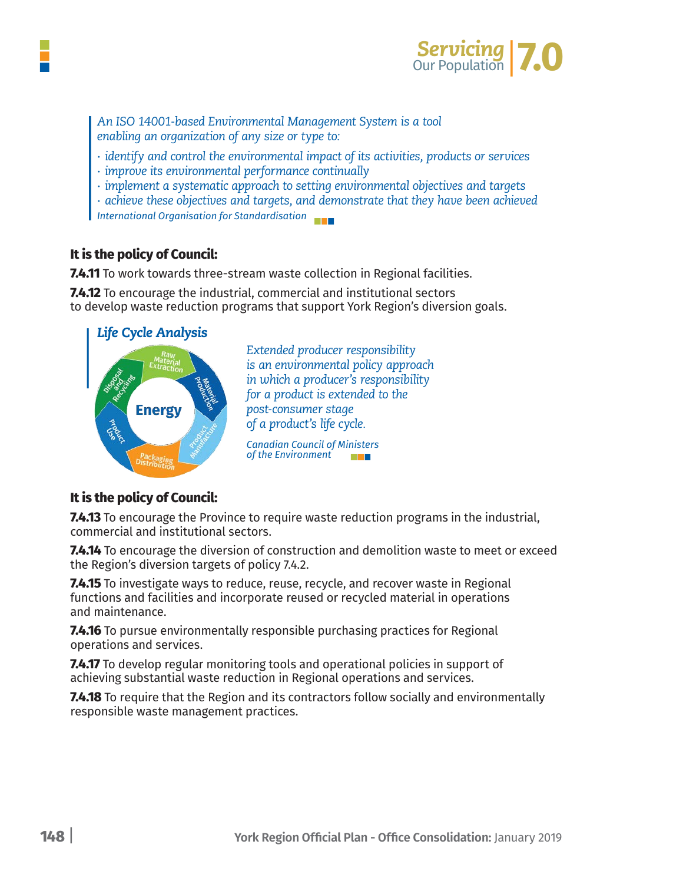*An ISO 14001-based Environmental Management System is a tool enabling an organization of any size or type to:*

- *identify and control the environmental impact of its activities, products or services*
- *improve its environmental performance continually*
- *implement a systematic approach to setting environmental objectives and targets*
- *achieve these objectives and targets, and demonstrate that they have been achieved*

*International Organisation for Standardisation*

**It is the policy of Council:**

**7.4.11** To work towards three-stream waste collection in Regional facilities.

**7.4.12** To encourage the industrial, commercial and institutional sectors to develop waste reduction programs that support York Region's diversion goals.

***Life Cycle Analysis***

Energy: Raw Material Extraction, Material Production, Product Manufacture, Packaging Distribution, Product Use, Disposal and Recycling

*Extended producer responsibility is an environmental policy approach in which a producer's responsibility for a product is extended to the post-consumer stage of a product's life cycle.*

*Canadian Council of Ministers of the Environment*

**It is the policy of Council:**

**7.4.13** To encourage the Province to require waste reduction programs in the industrial, commercial and institutional sectors.

**7.4.14** To encourage the diversion of construction and demolition waste to meet or exceed the Region's diversion targets of policy 7.4.2.

**7.4.15** To investigate ways to reduce, reuse, recycle, and recover waste in Regional functions and facilities and incorporate reused or recycled material in operations and maintenance.

**7.4.16** To pursue environmentally responsible purchasing practices for Regional operations and services.

**7.4.17** To develop regular monitoring tools and operational policies in support of achieving substantial waste reduction in Regional operations and services.

**7.4.18** To require that the Region and its contractors follow socially and environmentally responsible waste management practices.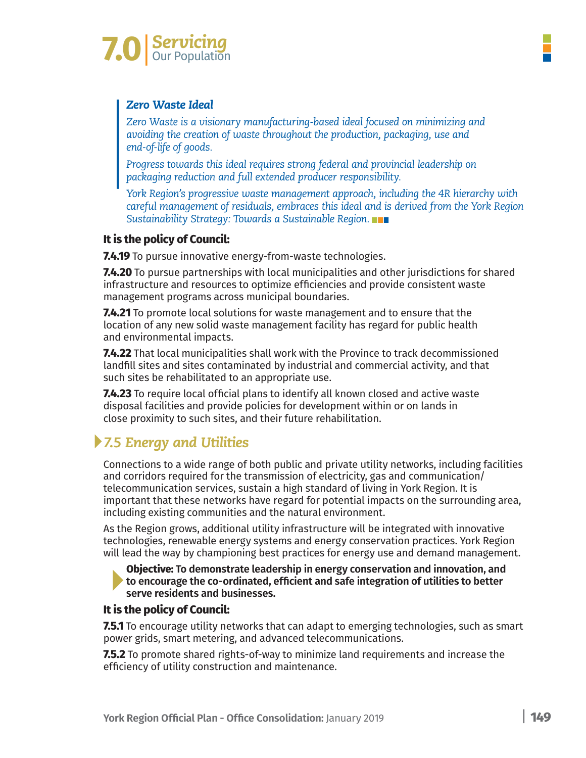### *Zero Waste Ideal*

*Zero Waste is a visionary manufacturing-based ideal focused on minimizing and avoiding the creation of waste throughout the production, packaging, use and end-of-life of goods.*

*Progress towards this ideal requires strong federal and provincial leadership on packaging reduction and full extended producer responsibility.*

*York Region's progressive waste management approach, including the 4R hierarchy with careful management of residuals, embraces this ideal and is derived from the York Region Sustainability Strategy: Towards a Sustainable Region.*

**It is the policy of Council:**

**7.4.19** To pursue innovative energy-from-waste technologies.

**7.4.20** To pursue partnerships with local municipalities and other jurisdictions for shared infrastructure and resources to optimize efficiencies and provide consistent waste management programs across municipal boundaries.

**7.4.21** To promote local solutions for waste management and to ensure that the location of any new solid waste management facility has regard for public health and environmental impacts.

**7.4.22** That local municipalities shall work with the Province to track decommissioned landfill sites and sites contaminated by industrial and commercial activity, and that such sites be rehabilitated to an appropriate use.

**7.4.23** To require local official plans to identify all known closed and active waste disposal facilities and provide policies for development within or on lands in close proximity to such sites, and their future rehabilitation.

## *7.5 Energy and Utilities*

Connections to a wide range of both public and private utility networks, including facilities and corridors required for the transmission of electricity, gas and communication/telecommunication services, sustain a high standard of living in York Region. It is important that these networks have regard for potential impacts on the surrounding area, including existing communities and the natural environment.

As the Region grows, additional utility infrastructure will be integrated with innovative technologies, renewable energy systems and energy conservation practices. York Region will lead the way by championing best practices for energy use and demand management.

**Objective: To demonstrate leadership in energy conservation and innovation, and to encourage the co-ordinated, efficient and safe integration of utilities to better serve residents and businesses.**

**It is the policy of Council:**

**7.5.1** To encourage utility networks that can adapt to emerging technologies, such as smart power grids, smart metering, and advanced telecommunications.

**7.5.2** To promote shared rights-of-way to minimize land requirements and increase the efficiency of utility construction and maintenance.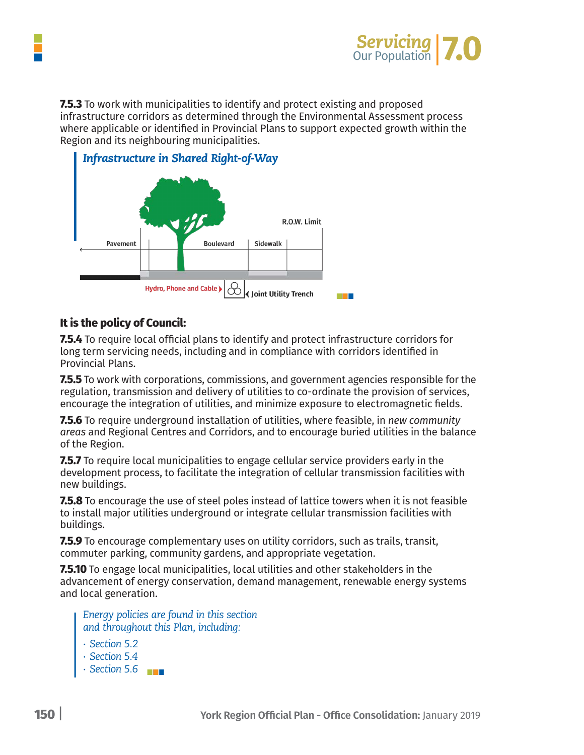**7.5.3** To work with municipalities to identify and protect existing and proposed infrastructure corridors as determined through the Environmental Assessment process where applicable or identified in Provincial Plans to support expected growth within the Region and its neighbouring municipalities.

*Infrastructure in Shared Right-of-Way*

R.O.W. Limit

Pavement | Boulevard | Sidewalk

Hydro, Phone and Cable ▸ ◂ Joint Utility Trench

### It is the policy of Council:

**7.5.4** To require local official plans to identify and protect infrastructure corridors for long term servicing needs, including and in compliance with corridors identified in Provincial Plans.

**7.5.5** To work with corporations, commissions, and government agencies responsible for the regulation, transmission and delivery of utilities to co-ordinate the provision of services, encourage the integration of utilities, and minimize exposure to electromagnetic fields.

**7.5.6** To require underground installation of utilities, where feasible, in *new community areas* and Regional Centres and Corridors, and to encourage buried utilities in the balance of the Region.

**7.5.7** To require local municipalities to engage cellular service providers early in the development process, to facilitate the integration of cellular transmission facilities with new buildings.

**7.5.8** To encourage the use of steel poles instead of lattice towers when it is not feasible to install major utilities underground or integrate cellular transmission facilities with buildings.

**7.5.9** To encourage complementary uses on utility corridors, such as trails, transit, commuter parking, community gardens, and appropriate vegetation.

**7.5.10** To engage local municipalities, local utilities and other stakeholders in the advancement of energy conservation, demand management, renewable energy systems and local generation.

*Energy policies are found in this section and throughout this Plan, including:*

- *Section 5.2*
- *Section 5.4*
- *Section 5.6*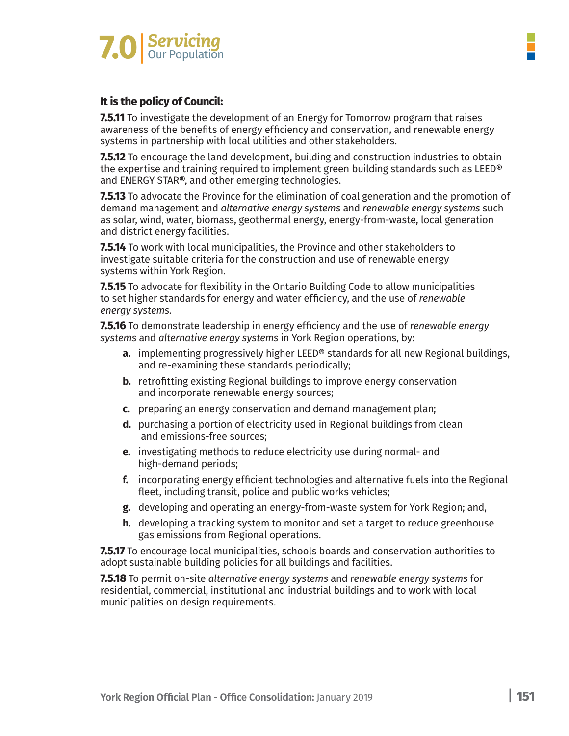**It is the policy of Council:**

**7.5.11** To investigate the development of an Energy for Tomorrow program that raises awareness of the benefits of energy efficiency and conservation, and renewable energy systems in partnership with local utilities and other stakeholders.

**7.5.12** To encourage the land development, building and construction industries to obtain the expertise and training required to implement green building standards such as LEED® and ENERGY STAR®, and other emerging technologies.

**7.5.13** To advocate the Province for the elimination of coal generation and the promotion of demand management and *alternative energy systems* and *renewable energy systems* such as solar, wind, water, biomass, geothermal energy, energy-from-waste, local generation and district energy facilities.

**7.5.14** To work with local municipalities, the Province and other stakeholders to investigate suitable criteria for the construction and use of renewable energy systems within York Region.

**7.5.15** To advocate for flexibility in the Ontario Building Code to allow municipalities to set higher standards for energy and water efficiency, and the use of *renewable energy systems.*

**7.5.16** To demonstrate leadership in energy efficiency and the use of *renewable energy systems* and *alternative energy systems* in York Region operations, by:

- **a.** implementing progressively higher LEED® standards for all new Regional buildings, and re-examining these standards periodically;
- **b.** retrofitting existing Regional buildings to improve energy conservation and incorporate renewable energy sources;
- **c.** preparing an energy conservation and demand management plan;
- **d.** purchasing a portion of electricity used in Regional buildings from clean and emissions-free sources;
- **e.** investigating methods to reduce electricity use during normal- and high-demand periods;
- **f.** incorporating energy efficient technologies and alternative fuels into the Regional fleet, including transit, police and public works vehicles;
- **g.** developing and operating an energy-from-waste system for York Region; and,
- **h.** developing a tracking system to monitor and set a target to reduce greenhouse gas emissions from Regional operations.

**7.5.17** To encourage local municipalities, schools boards and conservation authorities to adopt sustainable building policies for all buildings and facilities.

**7.5.18** To permit on-site *alternative energy systems* and *renewable energy systems* for residential, commercial, institutional and industrial buildings and to work with local municipalities on design requirements.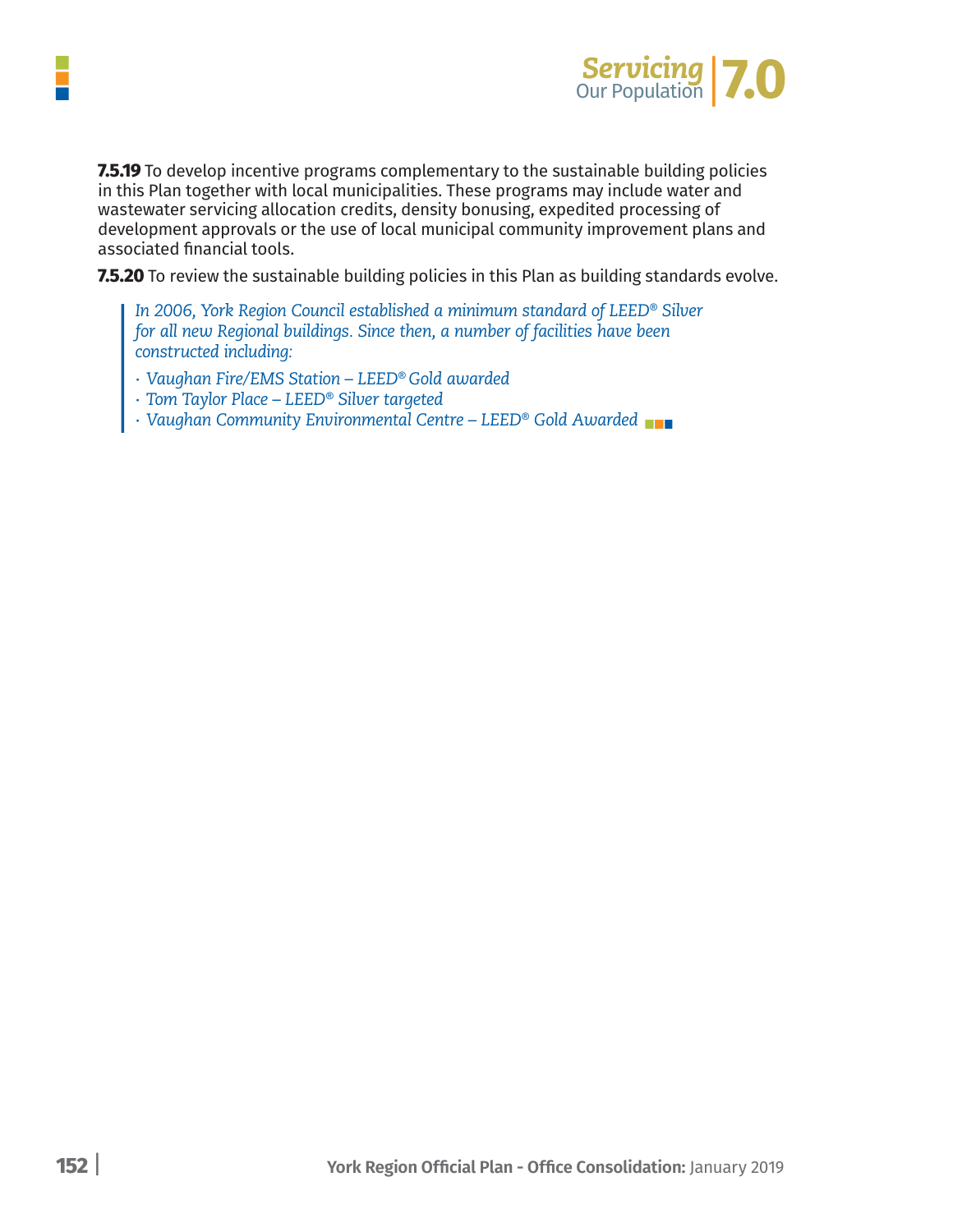**7.5.19** To develop incentive programs complementary to the sustainable building policies in this Plan together with local municipalities. These programs may include water and wastewater servicing allocation credits, density bonusing, expedited processing of development approvals or the use of local municipal community improvement plans and associated financial tools.

**7.5.20** To review the sustainable building policies in this Plan as building standards evolve.

> *In 2006, York Region Council established a minimum standard of LEED® Silver for all new Regional buildings. Since then, a number of facilities have been constructed including:*
>
> - *Vaughan Fire/EMS Station – LEED® Gold awarded*
> - *Tom Taylor Place – LEED® Silver targeted*
> - *Vaughan Community Environmental Centre – LEED® Gold Awarded*